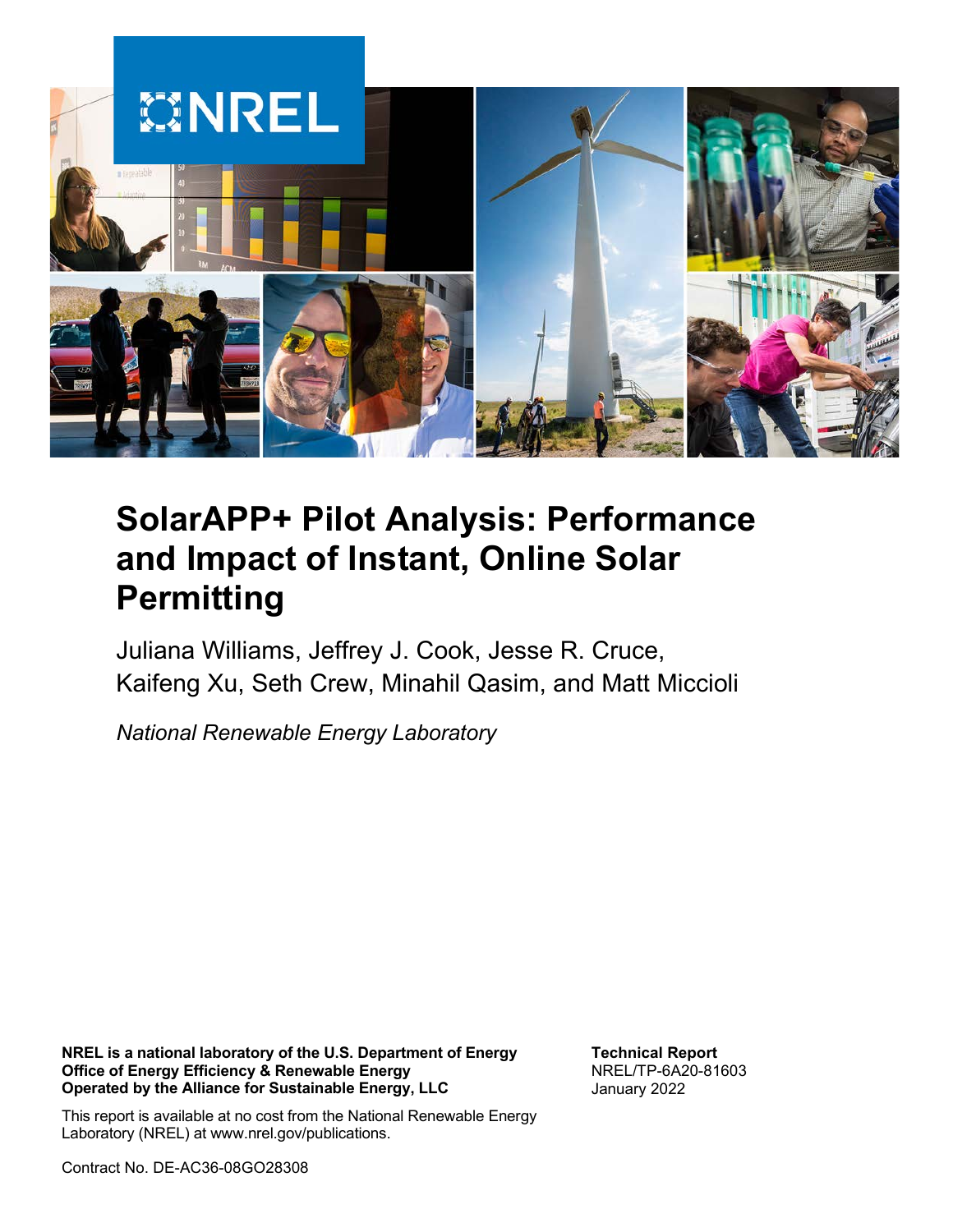# SolarAPP+ Pilot Analysis: Performance and Impact of Instant, Online Solar Permitting

Juliana Williams, Jeffrey J. Cook, Jesse R. Cruce, Kaifeng Xu, Seth Crew, Minahil Qasim, and Matt Miccioli

*National Renewable Energy Laboratory*

**NREL is a national laboratory of the U.S. Department of Energy**
**Office of Energy Efficiency & Renewable Energy**
**Operated by the Alliance for Sustainable Energy, LLC**

This report is available at no cost from the National Renewable Energy Laboratory (NREL) at www.nrel.gov/publications.

Contract No. DE-AC36-08GO28308

**Technical Report**
NREL/TP-6A20-81603
January 2022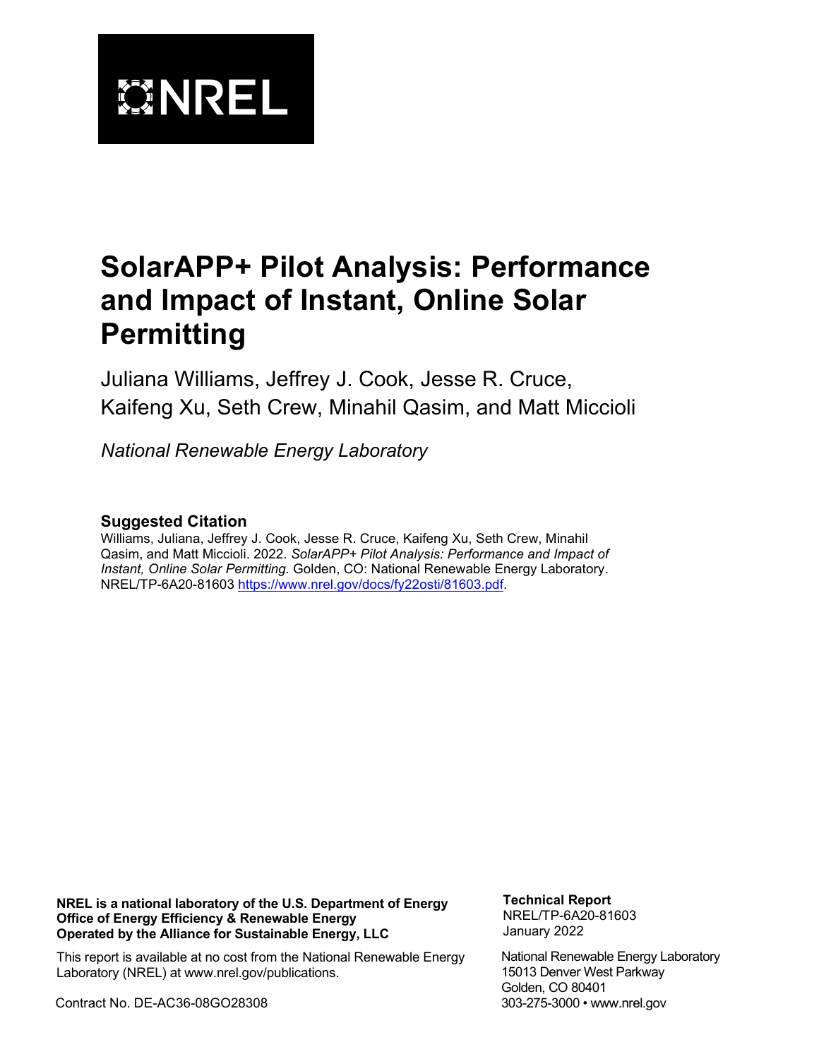NREL

# SolarAPP+ Pilot Analysis: Performance and Impact of Instant, Online Solar Permitting

Juliana Williams, Jeffrey J. Cook, Jesse R. Cruce, Kaifeng Xu, Seth Crew, Minahil Qasim, and Matt Miccioli

*National Renewable Energy Laboratory*

### Suggested Citation

Williams, Juliana, Jeffrey J. Cook, Jesse R. Cruce, Kaifeng Xu, Seth Crew, Minahil Qasim, and Matt Miccioli. 2022. *SolarAPP+ Pilot Analysis: Performance and Impact of Instant, Online Solar Permitting.* Golden, CO: National Renewable Energy Laboratory. NREL/TP-6A20-81603 https://www.nrel.gov/docs/fy22osti/81603.pdf.

**NREL is a national laboratory of the U.S. Department of Energy Office of Energy Efficiency & Renewable Energy Operated by the Alliance for Sustainable Energy, LLC**

This report is available at no cost from the National Renewable Energy Laboratory (NREL) at www.nrel.gov/publications.

Contract No. DE-AC36-08GO28308

**Technical Report**
NREL/TP-6A20-81603
January 2022

National Renewable Energy Laboratory
15013 Denver West Parkway
Golden, CO 80401
303-275-3000 • www.nrel.gov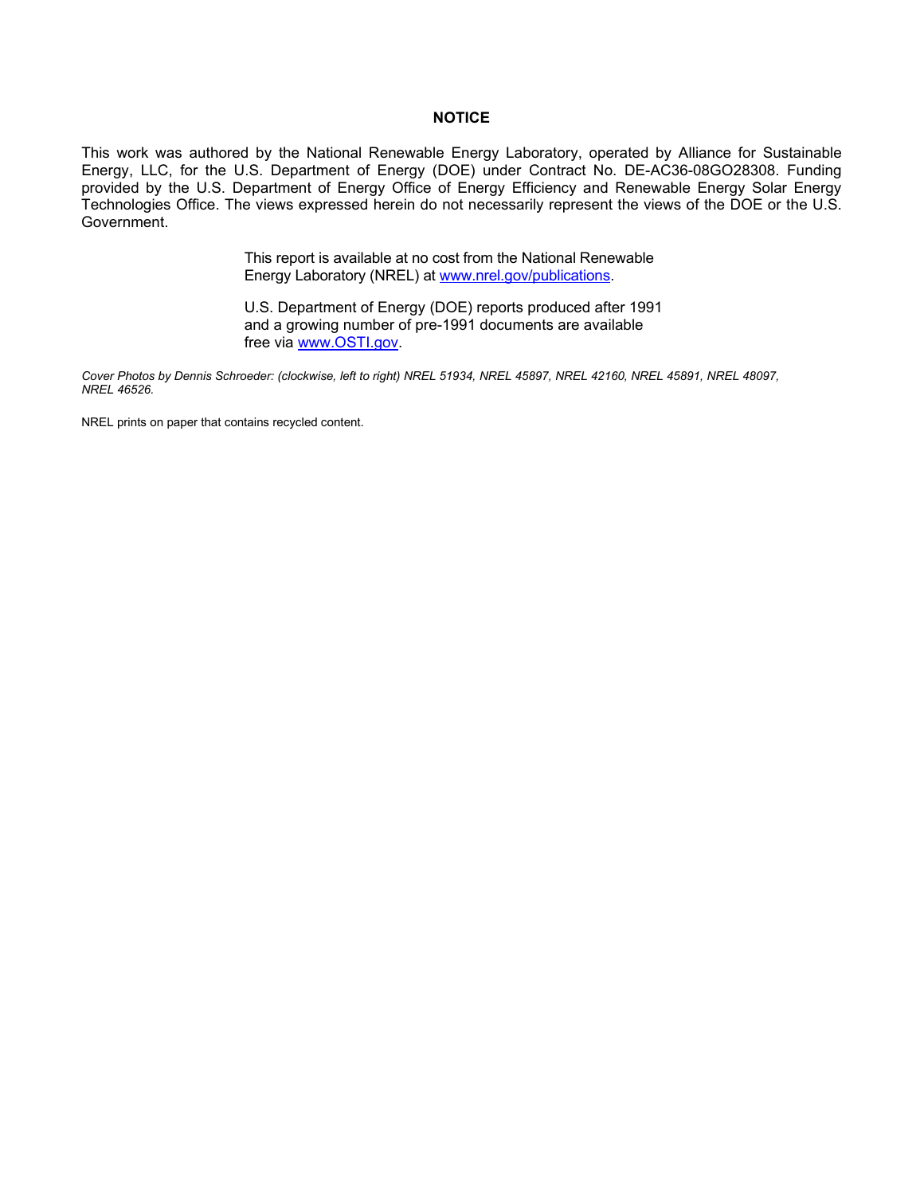## NOTICE

This work was authored by the National Renewable Energy Laboratory, operated by Alliance for Sustainable Energy, LLC, for the U.S. Department of Energy (DOE) under Contract No. DE-AC36-08GO28308. Funding provided by the U.S. Department of Energy Office of Energy Efficiency and Renewable Energy Solar Energy Technologies Office. The views expressed herein do not necessarily represent the views of the DOE or the U.S. Government.

This report is available at no cost from the National Renewable Energy Laboratory (NREL) at [www.nrel.gov/publications](http://www.nrel.gov/publications).

U.S. Department of Energy (DOE) reports produced after 1991 and a growing number of pre-1991 documents are available free via [www.OSTI.gov](http://www.OSTI.gov).

*Cover Photos by Dennis Schroeder: (clockwise, left to right) NREL 51934, NREL 45897, NREL 42160, NREL 45891, NREL 48097, NREL 46526.*

NREL prints on paper that contains recycled content.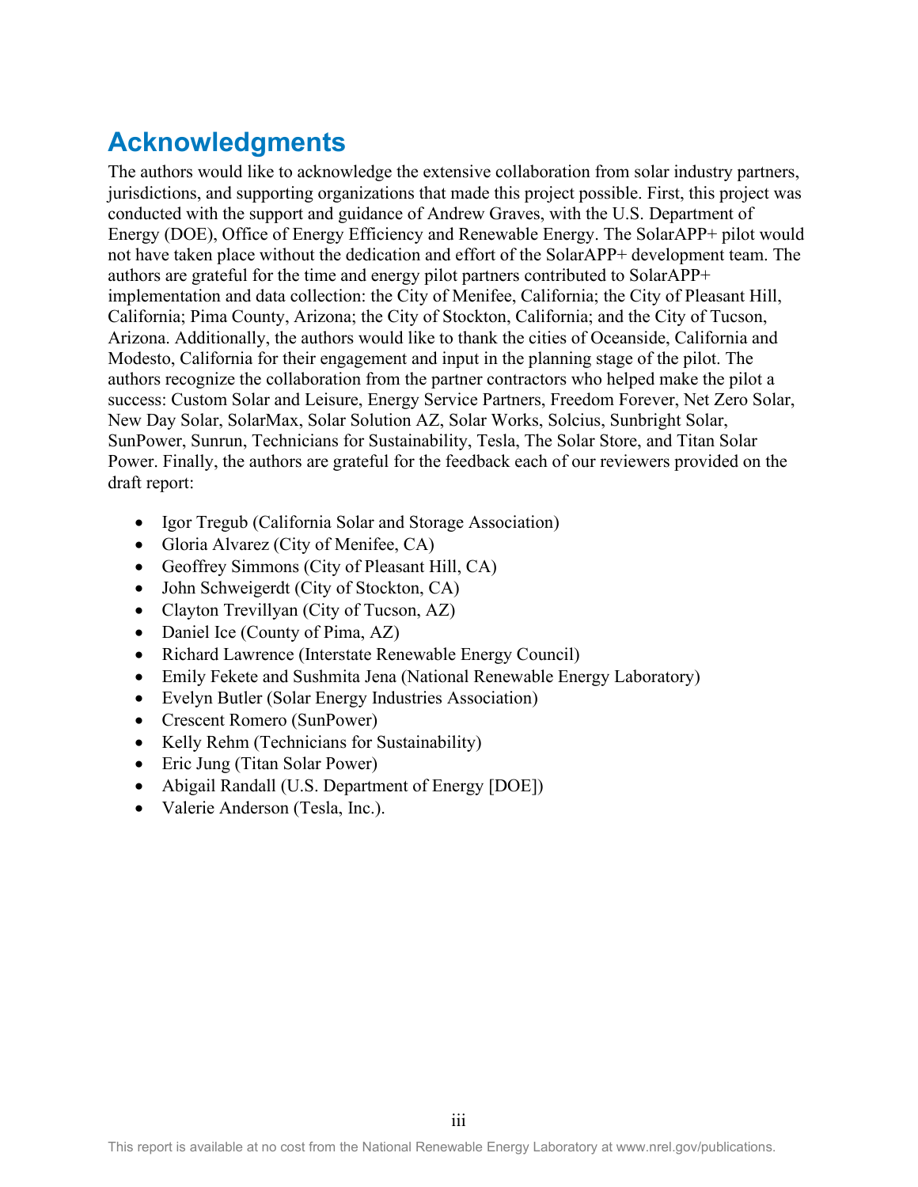# Acknowledgments

The authors would like to acknowledge the extensive collaboration from solar industry partners, jurisdictions, and supporting organizations that made this project possible. First, this project was conducted with the support and guidance of Andrew Graves, with the U.S. Department of Energy (DOE), Office of Energy Efficiency and Renewable Energy. The SolarAPP+ pilot would not have taken place without the dedication and effort of the SolarAPP+ development team. The authors are grateful for the time and energy pilot partners contributed to SolarAPP+ implementation and data collection: the City of Menifee, California; the City of Pleasant Hill, California; Pima County, Arizona; the City of Stockton, California; and the City of Tucson, Arizona. Additionally, the authors would like to thank the cities of Oceanside, California and Modesto, California for their engagement and input in the planning stage of the pilot. The authors recognize the collaboration from the partner contractors who helped make the pilot a success: Custom Solar and Leisure, Energy Service Partners, Freedom Forever, Net Zero Solar, New Day Solar, SolarMax, Solar Solution AZ, Solar Works, Solcius, Sunbright Solar, SunPower, Sunrun, Technicians for Sustainability, Tesla, The Solar Store, and Titan Solar Power. Finally, the authors are grateful for the feedback each of our reviewers provided on the draft report:

- Igor Tregub (California Solar and Storage Association)
- Gloria Alvarez (City of Menifee, CA)
- Geoffrey Simmons (City of Pleasant Hill, CA)
- John Schweigerdt (City of Stockton, CA)
- Clayton Trevillyan (City of Tucson, AZ)
- Daniel Ice (County of Pima, AZ)
- Richard Lawrence (Interstate Renewable Energy Council)
- Emily Fekete and Sushmita Jena (National Renewable Energy Laboratory)
- Evelyn Butler (Solar Energy Industries Association)
- Crescent Romero (SunPower)
- Kelly Rehm (Technicians for Sustainability)
- Eric Jung (Titan Solar Power)
- Abigail Randall (U.S. Department of Energy [DOE])
- Valerie Anderson (Tesla, Inc.).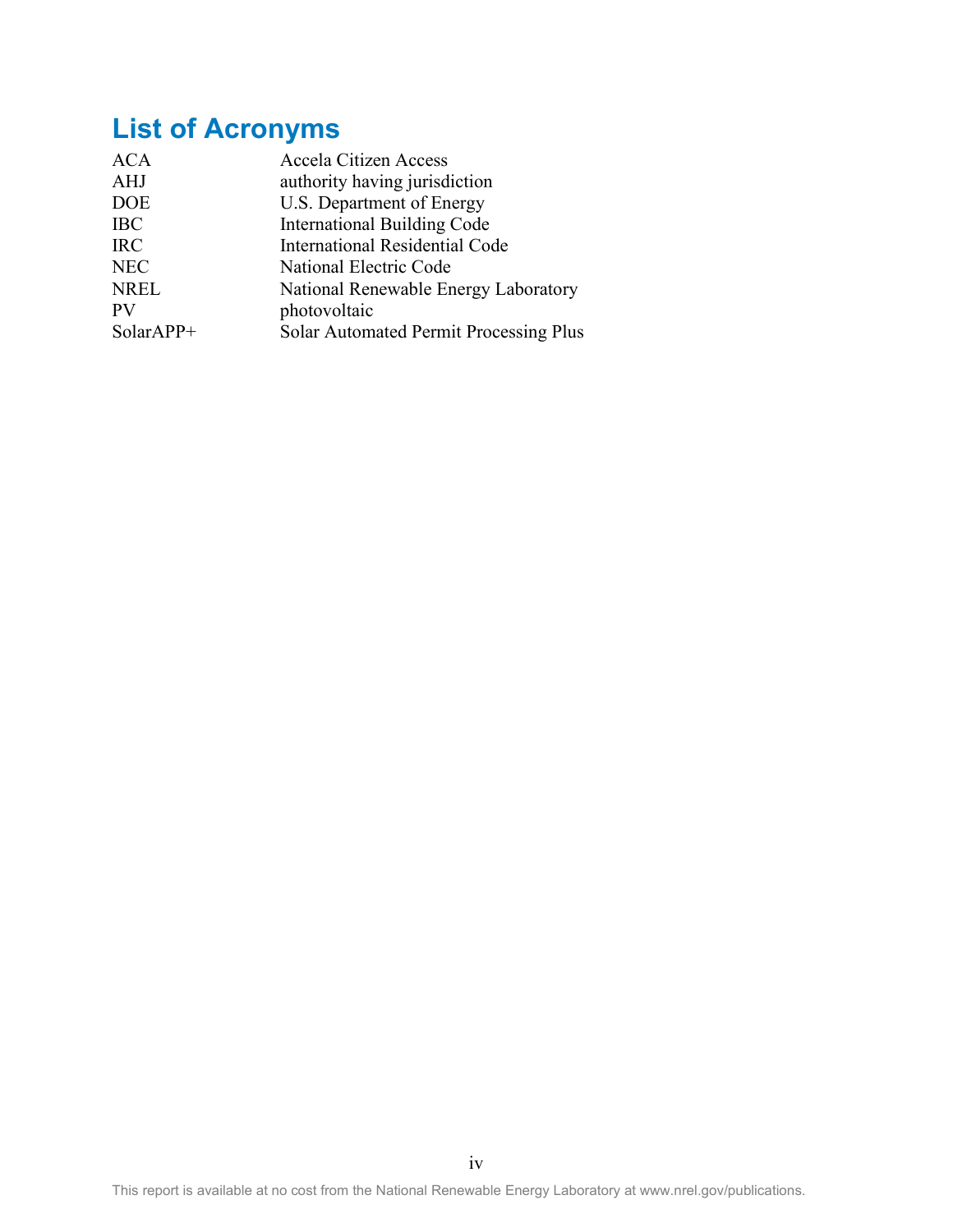# List of Acronyms

| | |
|---|---|
| ACA | Accela Citizen Access |
| AHJ | authority having jurisdiction |
| DOE | U.S. Department of Energy |
| IBC | International Building Code |
| IRC | International Residential Code |
| NEC | National Electric Code |
| NREL | National Renewable Energy Laboratory |
| PV | photovoltaic |
| SolarAPP+ | Solar Automated Permit Processing Plus |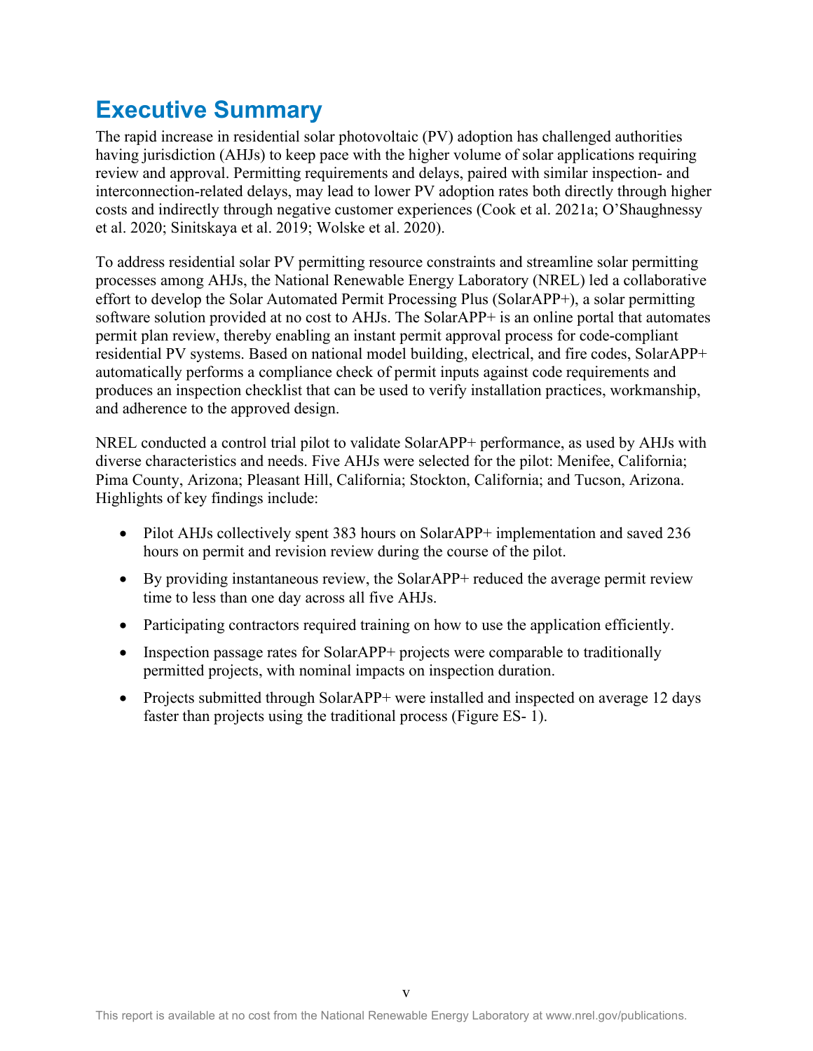# Executive Summary

The rapid increase in residential solar photovoltaic (PV) adoption has challenged authorities having jurisdiction (AHJs) to keep pace with the higher volume of solar applications requiring review and approval. Permitting requirements and delays, paired with similar inspection- and interconnection-related delays, may lead to lower PV adoption rates both directly through higher costs and indirectly through negative customer experiences (Cook et al. 2021a; O'Shaughnessy et al. 2020; Sinitskaya et al. 2019; Wolske et al. 2020).

To address residential solar PV permitting resource constraints and streamline solar permitting processes among AHJs, the National Renewable Energy Laboratory (NREL) led a collaborative effort to develop the Solar Automated Permit Processing Plus (SolarAPP+), a solar permitting software solution provided at no cost to AHJs. The SolarAPP+ is an online portal that automates permit plan review, thereby enabling an instant permit approval process for code-compliant residential PV systems. Based on national model building, electrical, and fire codes, SolarAPP+ automatically performs a compliance check of permit inputs against code requirements and produces an inspection checklist that can be used to verify installation practices, workmanship, and adherence to the approved design.

NREL conducted a control trial pilot to validate SolarAPP+ performance, as used by AHJs with diverse characteristics and needs. Five AHJs were selected for the pilot: Menifee, California; Pima County, Arizona; Pleasant Hill, California; Stockton, California; and Tucson, Arizona. Highlights of key findings include:

- Pilot AHJs collectively spent 383 hours on SolarAPP+ implementation and saved 236 hours on permit and revision review during the course of the pilot.
- By providing instantaneous review, the SolarAPP+ reduced the average permit review time to less than one day across all five AHJs.
- Participating contractors required training on how to use the application efficiently.
- Inspection passage rates for SolarAPP+ projects were comparable to traditionally permitted projects, with nominal impacts on inspection duration.
- Projects submitted through SolarAPP+ were installed and inspected on average 12 days faster than projects using the traditional process (Figure ES- 1).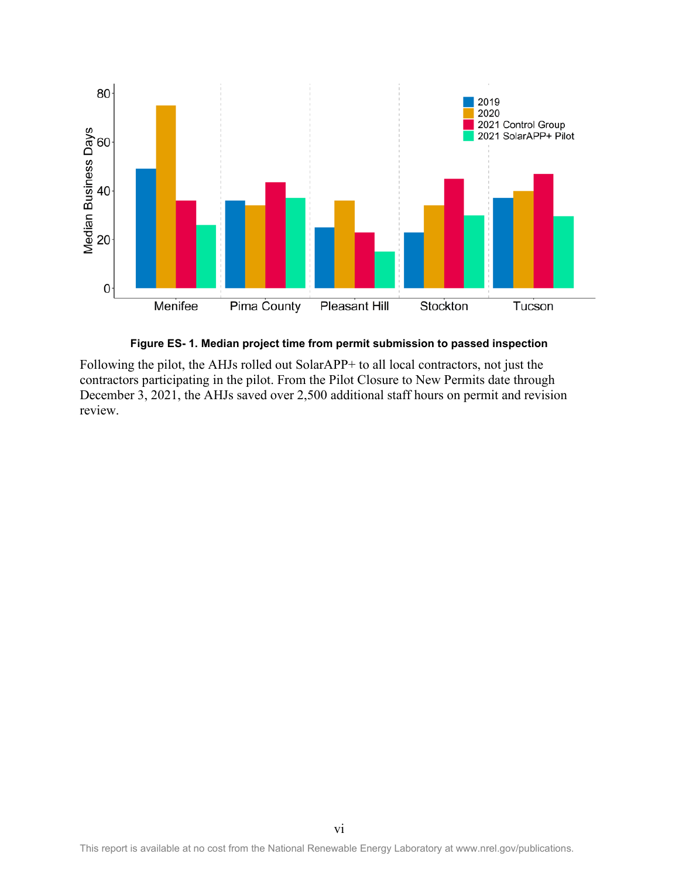**Figure ES- 1. Median project time from permit submission to passed inspection**

Following the pilot, the AHJs rolled out SolarAPP+ to all local contractors, not just the contractors participating in the pilot. From the Pilot Closure to New Permits date through December 3, 2021, the AHJs saved over 2,500 additional staff hours on permit and revision review.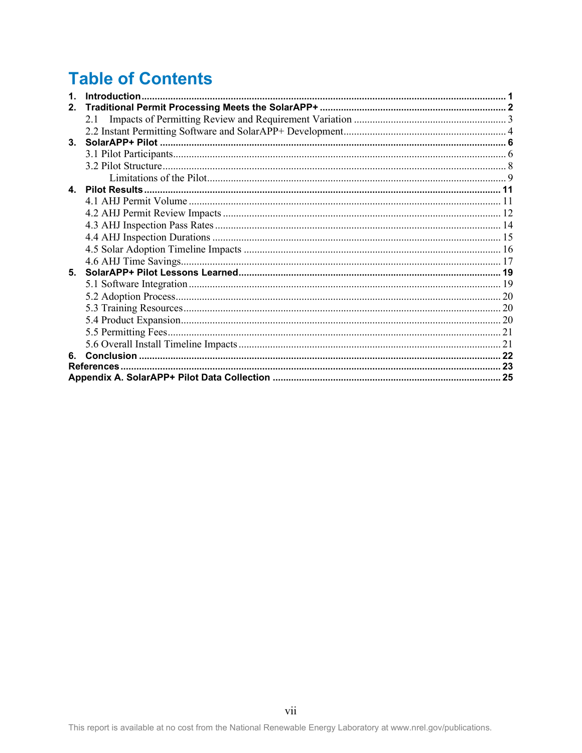# Table of Contents

1. **Introduction** ........................................................................ 1
2. **Traditional Permit Processing Meets the SolarAPP+** ........................................................................ 2
   - 2.1 Impacts of Permitting Review and Requirement Variation ........................................................................ 3
   - 2.2 Instant Permitting Software and SolarAPP+ Development ........................................................................ 4
3. **SolarAPP+ Pilot** ........................................................................ 6
   - 3.1 Pilot Participants ........................................................................ 6
   - 3.2 Pilot Structure ........................................................................ 8
     - Limitations of the Pilot ........................................................................ 9
4. **Pilot Results** ........................................................................ 11
   - 4.1 AHJ Permit Volume ........................................................................ 11
   - 4.2 AHJ Permit Review Impacts ........................................................................ 12
   - 4.3 AHJ Inspection Pass Rates ........................................................................ 14
   - 4.4 AHJ Inspection Durations ........................................................................ 15
   - 4.5 Solar Adoption Timeline Impacts ........................................................................ 16
   - 4.6 AHJ Time Savings ........................................................................ 17
5. **SolarAPP+ Pilot Lessons Learned** ........................................................................ 19
   - 5.1 Software Integration ........................................................................ 19
   - 5.2 Adoption Process ........................................................................ 20
   - 5.3 Training Resources ........................................................................ 20
   - 5.4 Product Expansion ........................................................................ 20
   - 5.5 Permitting Fees ........................................................................ 21
   - 5.6 Overall Install Timeline Impacts ........................................................................ 21
6. **Conclusion** ........................................................................ 22

**References** ........................................................................ 23

**Appendix A. SolarAPP+ Pilot Data Collection** ........................................................................ 25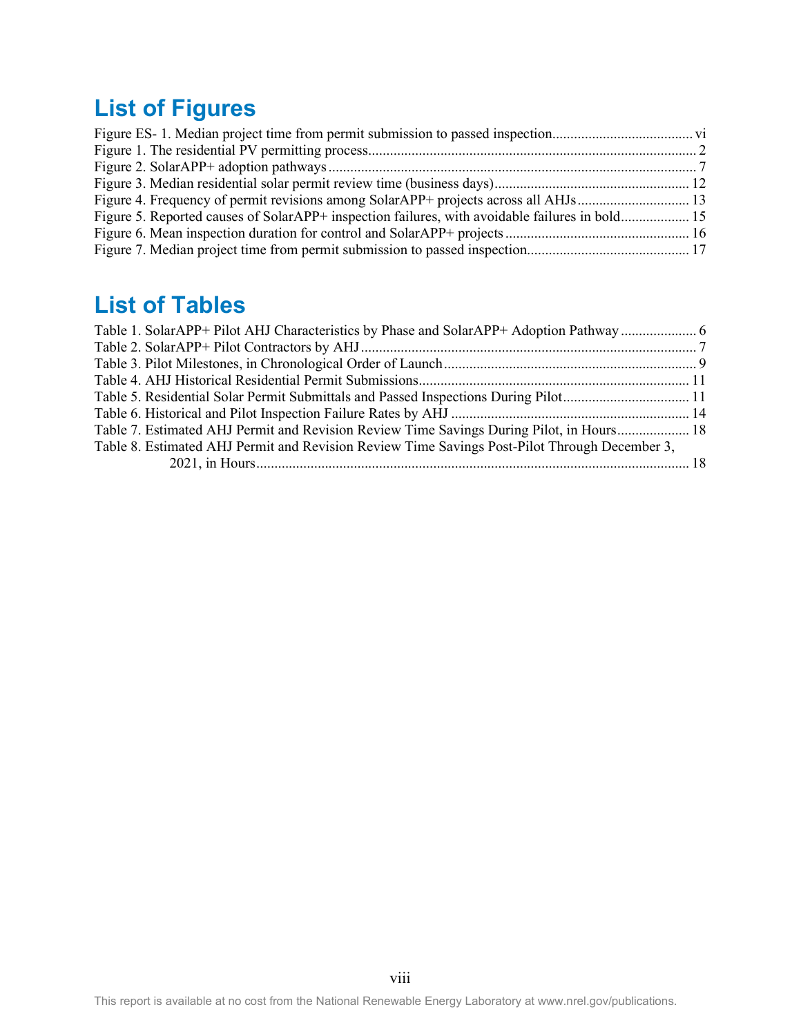## List of Figures

Figure ES- 1. Median project time from permit submission to passed inspection....................................... vi
Figure 1. The residential PV permitting process.......................................................................................... 2
Figure 2. SolarAPP+ adoption pathways ..................................................................................................... 7
Figure 3. Median residential solar permit review time (business days)..................................................... 12
Figure 4. Frequency of permit revisions among SolarAPP+ projects across all AHJs ............................... 13
Figure 5. Reported causes of SolarAPP+ inspection failures, with avoidable failures in bold................... 15
Figure 6. Mean inspection duration for control and SolarAPP+ projects .................................................. 16
Figure 7. Median project time from permit submission to passed inspection............................................ 17

## List of Tables

Table 1. SolarAPP+ Pilot AHJ Characteristics by Phase and SolarAPP+ Adoption Pathway ..................... 6
Table 2. SolarAPP+ Pilot Contractors by AHJ ............................................................................................ 7
Table 3. Pilot Milestones, in Chronological Order of Launch ..................................................................... 9
Table 4. AHJ Historical Residential Permit Submissions........................................................................... 11
Table 5. Residential Solar Permit Submittals and Passed Inspections During Pilot................................... 11
Table 6. Historical and Pilot Inspection Failure Rates by AHJ ................................................................. 14
Table 7. Estimated AHJ Permit and Revision Review Time Savings During Pilot, in Hours.................... 18
Table 8. Estimated AHJ Permit and Revision Review Time Savings Post-Pilot Through December 3, 2021, in Hours....................................................................................................................... 18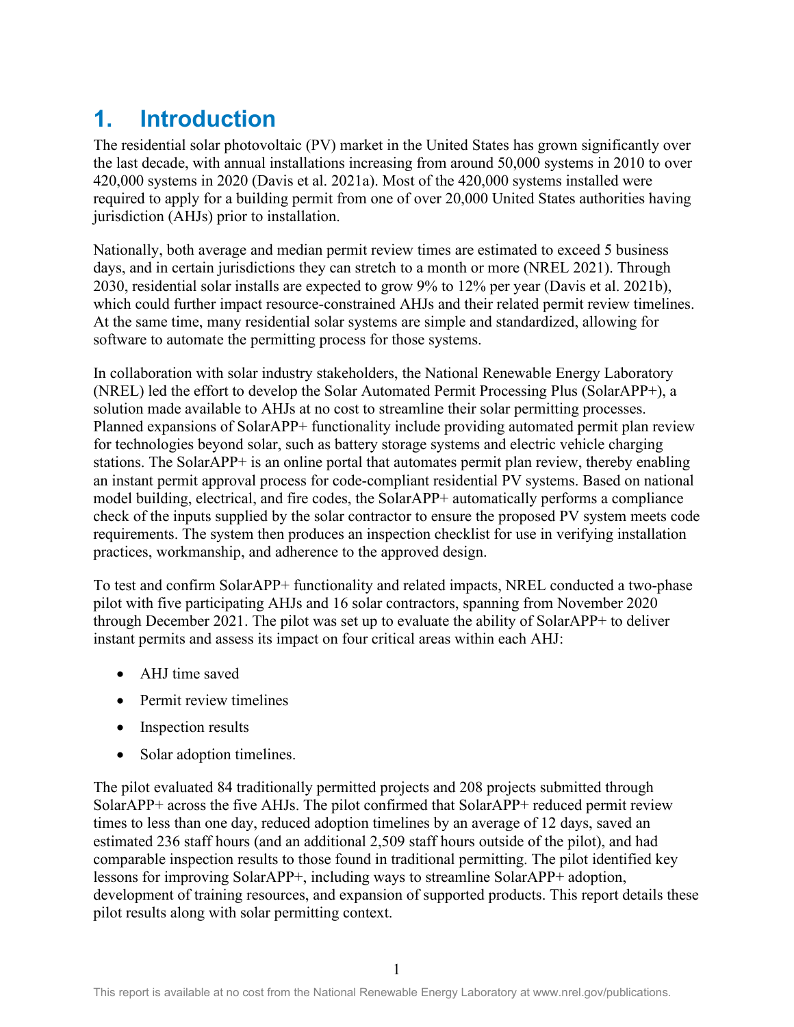# 1. Introduction

The residential solar photovoltaic (PV) market in the United States has grown significantly over the last decade, with annual installations increasing from around 50,000 systems in 2010 to over 420,000 systems in 2020 (Davis et al. 2021a). Most of the 420,000 systems installed were required to apply for a building permit from one of over 20,000 United States authorities having jurisdiction (AHJs) prior to installation.

Nationally, both average and median permit review times are estimated to exceed 5 business days, and in certain jurisdictions they can stretch to a month or more (NREL 2021). Through 2030, residential solar installs are expected to grow 9% to 12% per year (Davis et al. 2021b), which could further impact resource-constrained AHJs and their related permit review timelines. At the same time, many residential solar systems are simple and standardized, allowing for software to automate the permitting process for those systems.

In collaboration with solar industry stakeholders, the National Renewable Energy Laboratory (NREL) led the effort to develop the Solar Automated Permit Processing Plus (SolarAPP+), a solution made available to AHJs at no cost to streamline their solar permitting processes. Planned expansions of SolarAPP+ functionality include providing automated permit plan review for technologies beyond solar, such as battery storage systems and electric vehicle charging stations. The SolarAPP+ is an online portal that automates permit plan review, thereby enabling an instant permit approval process for code-compliant residential PV systems. Based on national model building, electrical, and fire codes, the SolarAPP+ automatically performs a compliance check of the inputs supplied by the solar contractor to ensure the proposed PV system meets code requirements. The system then produces an inspection checklist for use in verifying installation practices, workmanship, and adherence to the approved design.

To test and confirm SolarAPP+ functionality and related impacts, NREL conducted a two-phase pilot with five participating AHJs and 16 solar contractors, spanning from November 2020 through December 2021. The pilot was set up to evaluate the ability of SolarAPP+ to deliver instant permits and assess its impact on four critical areas within each AHJ:

- AHJ time saved
- Permit review timelines
- Inspection results
- Solar adoption timelines.

The pilot evaluated 84 traditionally permitted projects and 208 projects submitted through SolarAPP+ across the five AHJs. The pilot confirmed that SolarAPP+ reduced permit review times to less than one day, reduced adoption timelines by an average of 12 days, saved an estimated 236 staff hours (and an additional 2,509 staff hours outside of the pilot), and had comparable inspection results to those found in traditional permitting. The pilot identified key lessons for improving SolarAPP+, including ways to streamline SolarAPP+ adoption, development of training resources, and expansion of supported products. This report details these pilot results along with solar permitting context.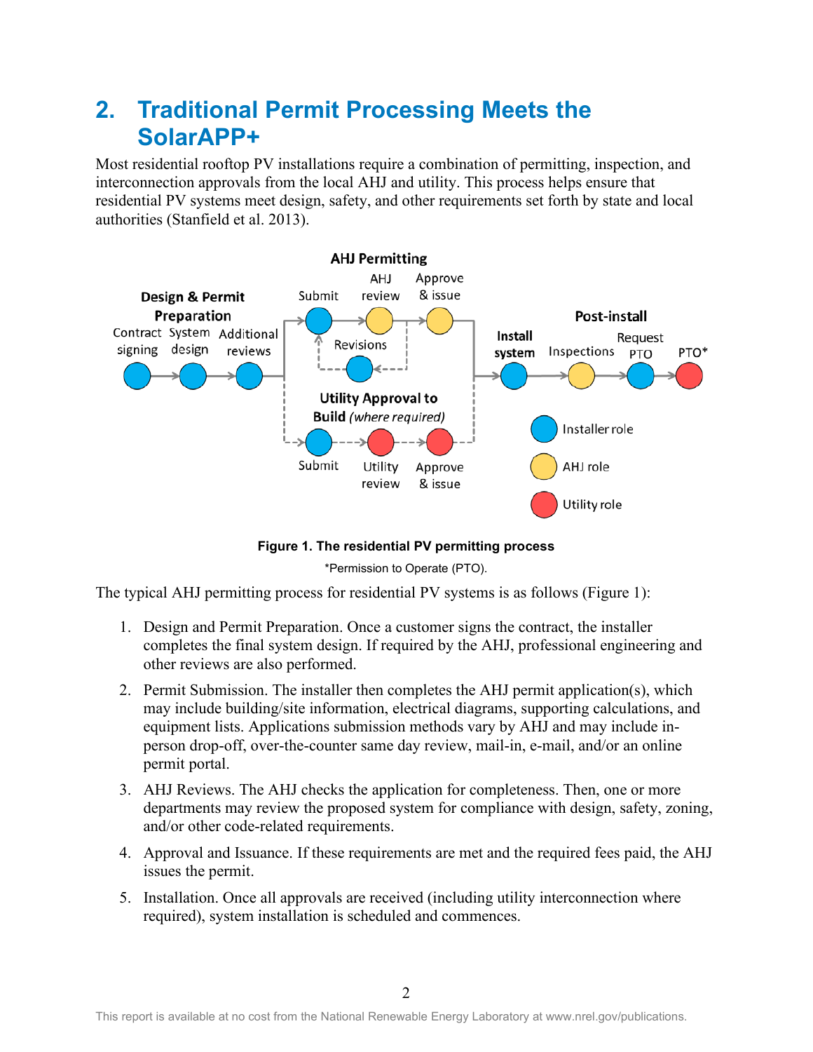## 2. Traditional Permit Processing Meets the SolarAPP+

Most residential rooftop PV installations require a combination of permitting, inspection, and interconnection approvals from the local AHJ and utility. This process helps ensure that residential PV systems meet design, safety, and other requirements set forth by state and local authorities (Stanfield et al. 2013).

**Figure 1. The residential PV permitting process**

*Permission to Operate (PTO).

The typical AHJ permitting process for residential PV systems is as follows (Figure 1):

1. Design and Permit Preparation. Once a customer signs the contract, the installer completes the final system design. If required by the AHJ, professional engineering and other reviews are also performed.
2. Permit Submission. The installer then completes the AHJ permit application(s), which may include building/site information, electrical diagrams, supporting calculations, and equipment lists. Applications submission methods vary by AHJ and may include in-person drop-off, over-the-counter same day review, mail-in, e-mail, and/or an online permit portal.
3. AHJ Reviews. The AHJ checks the application for completeness. Then, one or more departments may review the proposed system for compliance with design, safety, zoning, and/or other code-related requirements.
4. Approval and Issuance. If these requirements are met and the required fees paid, the AHJ issues the permit.
5. Installation. Once all approvals are received (including utility interconnection where required), system installation is scheduled and commences.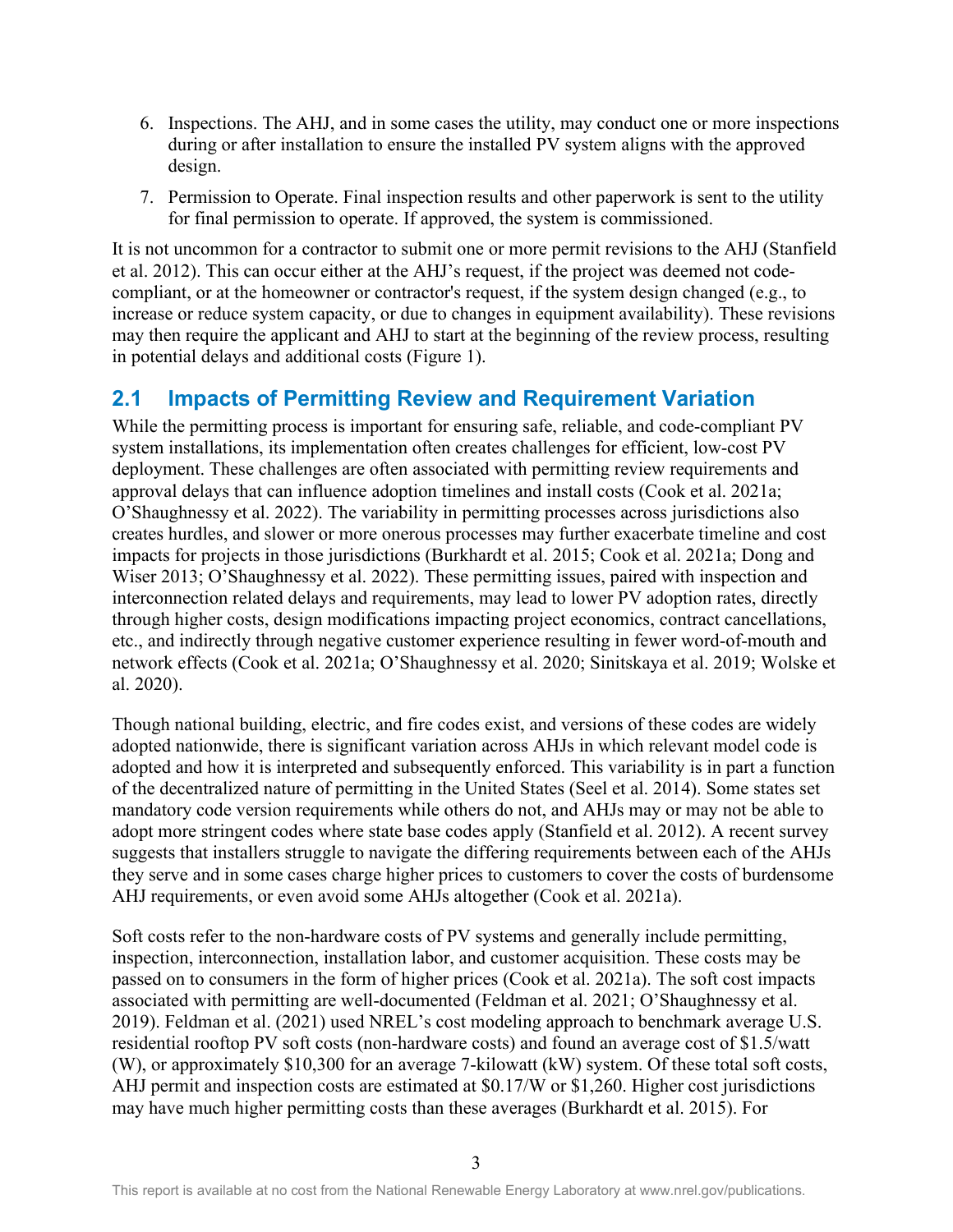6. Inspections. The AHJ, and in some cases the utility, may conduct one or more inspections during or after installation to ensure the installed PV system aligns with the approved design.
7. Permission to Operate. Final inspection results and other paperwork is sent to the utility for final permission to operate. If approved, the system is commissioned.

It is not uncommon for a contractor to submit one or more permit revisions to the AHJ (Stanfield et al. 2012). This can occur either at the AHJ's request, if the project was deemed not code-compliant, or at the homeowner or contractor's request, if the system design changed (e.g., to increase or reduce system capacity, or due to changes in equipment availability). These revisions may then require the applicant and AHJ to start at the beginning of the review process, resulting in potential delays and additional costs (Figure 1).

## 2.1 Impacts of Permitting Review and Requirement Variation

While the permitting process is important for ensuring safe, reliable, and code-compliant PV system installations, its implementation often creates challenges for efficient, low-cost PV deployment. These challenges are often associated with permitting review requirements and approval delays that can influence adoption timelines and install costs (Cook et al. 2021a; O'Shaughnessy et al. 2022). The variability in permitting processes across jurisdictions also creates hurdles, and slower or more onerous processes may further exacerbate timeline and cost impacts for projects in those jurisdictions (Burkhardt et al. 2015; Cook et al. 2021a; Dong and Wiser 2013; O'Shaughnessy et al. 2022). These permitting issues, paired with inspection and interconnection related delays and requirements, may lead to lower PV adoption rates, directly through higher costs, design modifications impacting project economics, contract cancellations, etc., and indirectly through negative customer experience resulting in fewer word-of-mouth and network effects (Cook et al. 2021a; O'Shaughnessy et al. 2020; Sinitskaya et al. 2019; Wolske et al. 2020).

Though national building, electric, and fire codes exist, and versions of these codes are widely adopted nationwide, there is significant variation across AHJs in which relevant model code is adopted and how it is interpreted and subsequently enforced. This variability is in part a function of the decentralized nature of permitting in the United States (Seel et al. 2014). Some states set mandatory code version requirements while others do not, and AHJs may or may not be able to adopt more stringent codes where state base codes apply (Stanfield et al. 2012). A recent survey suggests that installers struggle to navigate the differing requirements between each of the AHJs they serve and in some cases charge higher prices to customers to cover the costs of burdensome AHJ requirements, or even avoid some AHJs altogether (Cook et al. 2021a).

Soft costs refer to the non-hardware costs of PV systems and generally include permitting, inspection, interconnection, installation labor, and customer acquisition. These costs may be passed on to consumers in the form of higher prices (Cook et al. 2021a). The soft cost impacts associated with permitting are well-documented (Feldman et al. 2021; O'Shaughnessy et al. 2019). Feldman et al. (2021) used NREL's cost modeling approach to benchmark average U.S. residential rooftop PV soft costs (non-hardware costs) and found an average cost of $1.5/watt (W), or approximately $10,300 for an average 7-kilowatt (kW) system. Of these total soft costs, AHJ permit and inspection costs are estimated at $0.17/W or $1,260. Higher cost jurisdictions may have much higher permitting costs than these averages (Burkhardt et al. 2015). For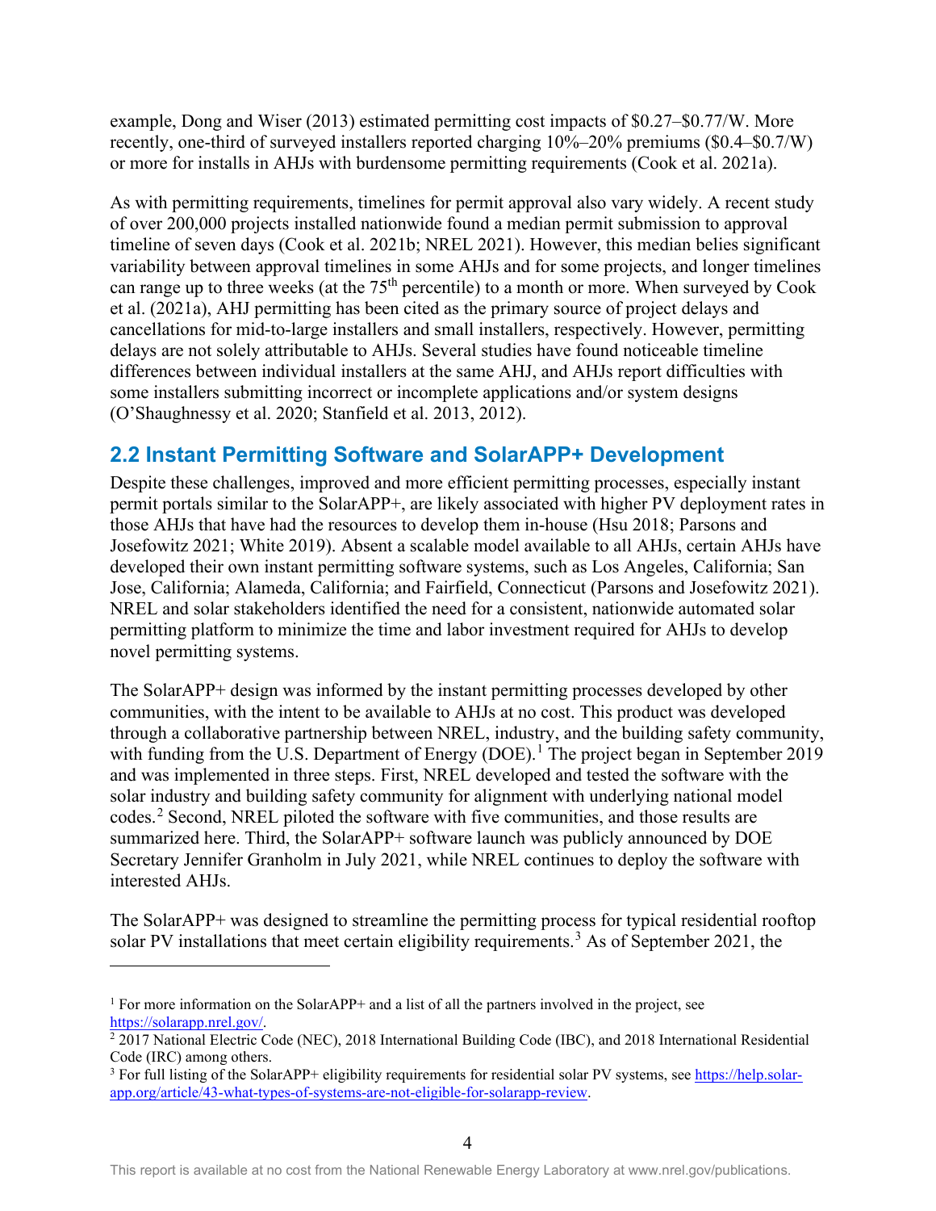example, Dong and Wiser (2013) estimated permitting cost impacts of \$0.27–\$0.77/W. More recently, one-third of surveyed installers reported charging 10%–20% premiums (\$0.4–\$0.7/W) or more for installs in AHJs with burdensome permitting requirements (Cook et al. 2021a).

As with permitting requirements, timelines for permit approval also vary widely. A recent study of over 200,000 projects installed nationwide found a median permit submission to approval timeline of seven days (Cook et al. 2021b; NREL 2021). However, this median belies significant variability between approval timelines in some AHJs and for some projects, and longer timelines can range up to three weeks (at the 75th percentile) to a month or more. When surveyed by Cook et al. (2021a), AHJ permitting has been cited as the primary source of project delays and cancellations for mid-to-large installers and small installers, respectively. However, permitting delays are not solely attributable to AHJs. Several studies have found noticeable timeline differences between individual installers at the same AHJ, and AHJs report difficulties with some installers submitting incorrect or incomplete applications and/or system designs (O'Shaughnessy et al. 2020; Stanfield et al. 2013, 2012).

## 2.2 Instant Permitting Software and SolarAPP+ Development

Despite these challenges, improved and more efficient permitting processes, especially instant permit portals similar to the SolarAPP+, are likely associated with higher PV deployment rates in those AHJs that have had the resources to develop them in-house (Hsu 2018; Parsons and Josefowitz 2021; White 2019). Absent a scalable model available to all AHJs, certain AHJs have developed their own instant permitting software systems, such as Los Angeles, California; San Jose, California; Alameda, California; and Fairfield, Connecticut (Parsons and Josefowitz 2021). NREL and solar stakeholders identified the need for a consistent, nationwide automated solar permitting platform to minimize the time and labor investment required for AHJs to develop novel permitting systems.

The SolarAPP+ design was informed by the instant permitting processes developed by other communities, with the intent to be available to AHJs at no cost. This product was developed through a collaborative partnership between NREL, industry, and the building safety community, with funding from the U.S. Department of Energy (DOE).[1] The project began in September 2019 and was implemented in three steps. First, NREL developed and tested the software with the solar industry and building safety community for alignment with underlying national model codes.[2] Second, NREL piloted the software with five communities, and those results are summarized here. Third, the SolarAPP+ software launch was publicly announced by DOE Secretary Jennifer Granholm in July 2021, while NREL continues to deploy the software with interested AHJs.

The SolarAPP+ was designed to streamline the permitting process for typical residential rooftop solar PV installations that meet certain eligibility requirements.[3] As of September 2021, the

---

[1] For more information on the SolarAPP+ and a list of all the partners involved in the project, see https://solarapp.nrel.gov/.

[2] 2017 National Electric Code (NEC), 2018 International Building Code (IBC), and 2018 International Residential Code (IRC) among others.

[3] For full listing of the SolarAPP+ eligibility requirements for residential solar PV systems, see https://help.solar-app.org/article/43-what-types-of-systems-are-not-eligible-for-solarapp-review.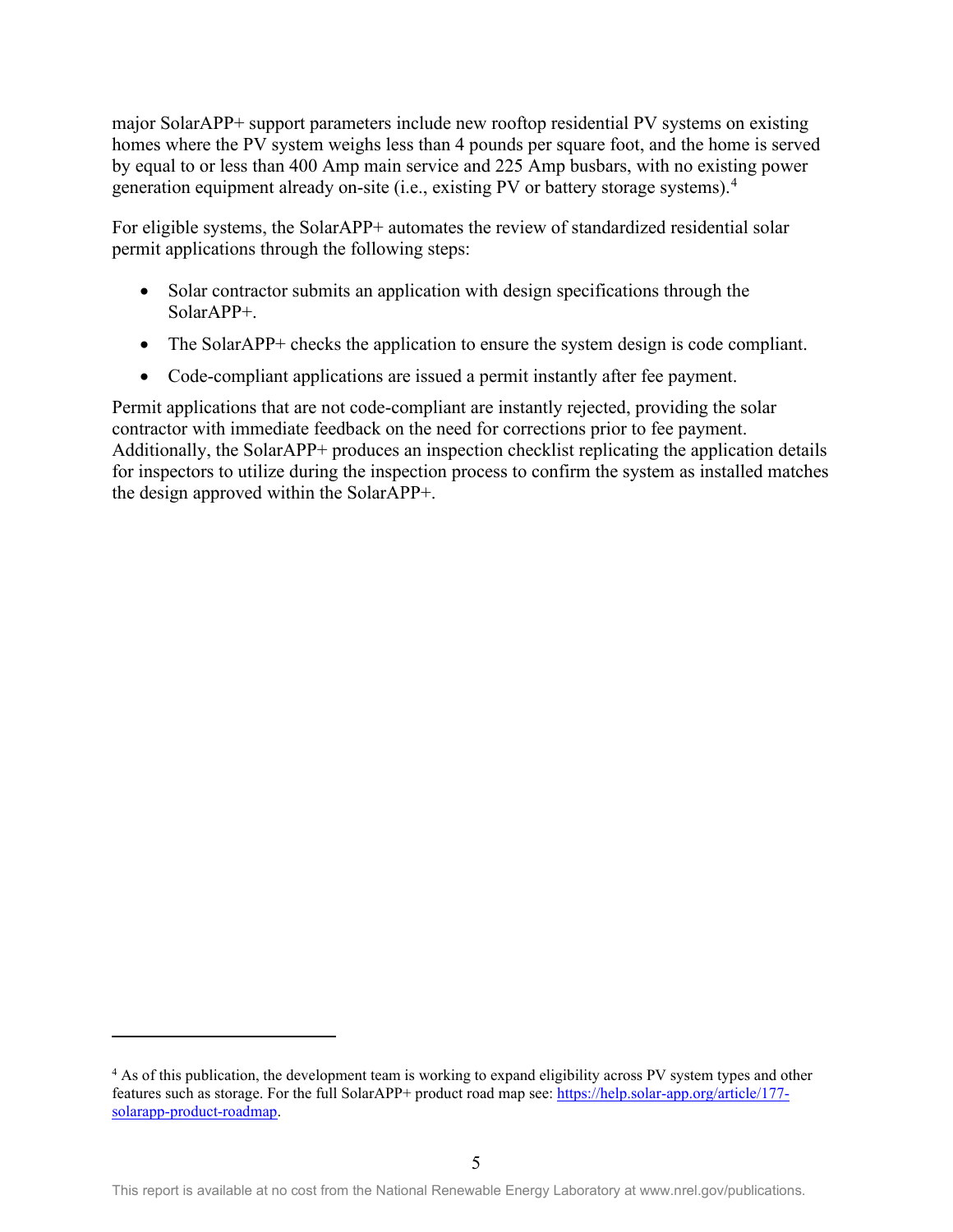major SolarAPP+ support parameters include new rooftop residential PV systems on existing homes where the PV system weighs less than 4 pounds per square foot, and the home is served by equal to or less than 400 Amp main service and 225 Amp busbars, with no existing power generation equipment already on-site (i.e., existing PV or battery storage systems).[4]

For eligible systems, the SolarAPP+ automates the review of standardized residential solar permit applications through the following steps:

- Solar contractor submits an application with design specifications through the SolarAPP+.
- The SolarAPP+ checks the application to ensure the system design is code compliant.
- Code-compliant applications are issued a permit instantly after fee payment.

Permit applications that are not code-compliant are instantly rejected, providing the solar contractor with immediate feedback on the need for corrections prior to fee payment. Additionally, the SolarAPP+ produces an inspection checklist replicating the application details for inspectors to utilize during the inspection process to confirm the system as installed matches the design approved within the SolarAPP+.

[4] As of this publication, the development team is working to expand eligibility across PV system types and other features such as storage. For the full SolarAPP+ product road map see: https://help.solar-app.org/article/177-solarapp-product-roadmap.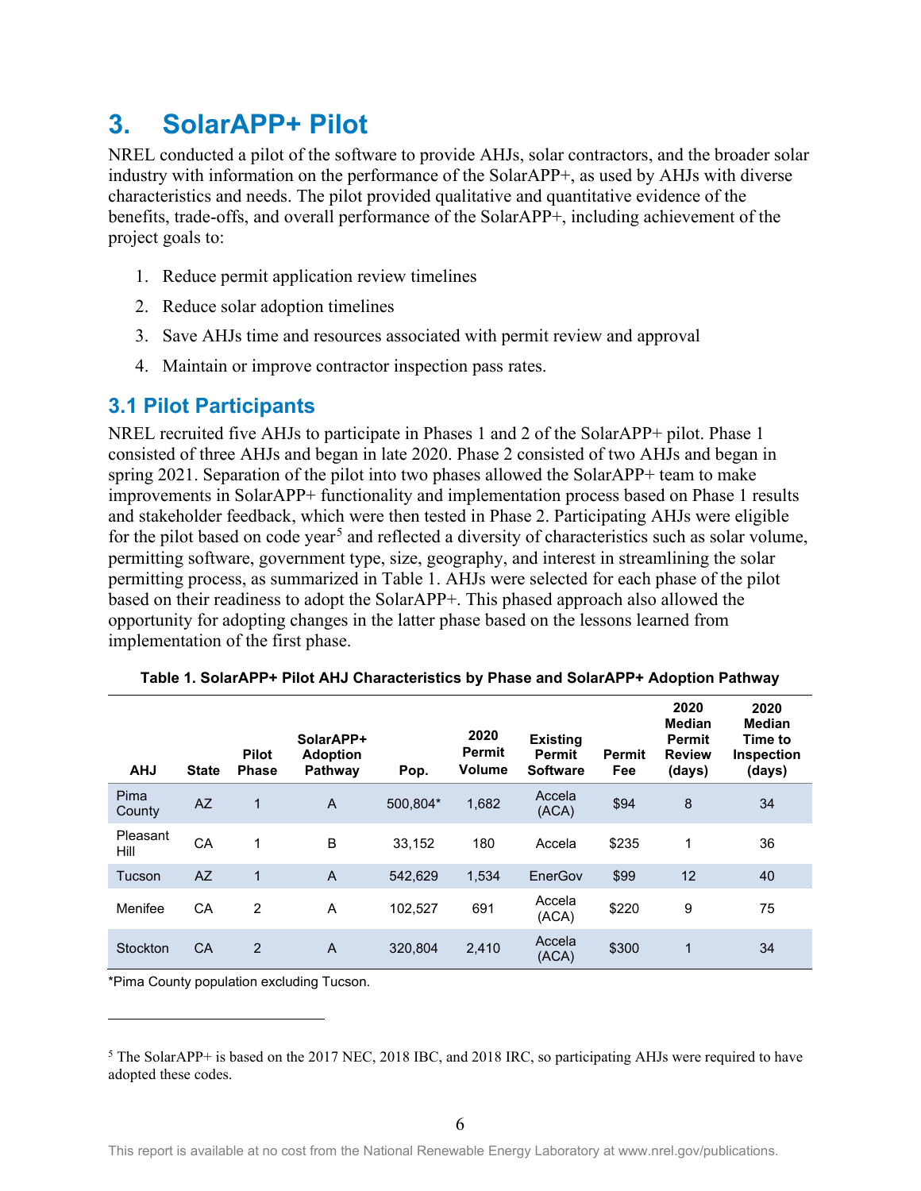# 3. SolarAPP+ Pilot

NREL conducted a pilot of the software to provide AHJs, solar contractors, and the broader solar industry with information on the performance of the SolarAPP+, as used by AHJs with diverse characteristics and needs. The pilot provided qualitative and quantitative evidence of the benefits, trade-offs, and overall performance of the SolarAPP+, including achievement of the project goals to:

1. Reduce permit application review timelines
2. Reduce solar adoption timelines
3. Save AHJs time and resources associated with permit review and approval
4. Maintain or improve contractor inspection pass rates.

## 3.1 Pilot Participants

NREL recruited five AHJs to participate in Phases 1 and 2 of the SolarAPP+ pilot. Phase 1 consisted of three AHJs and began in late 2020. Phase 2 consisted of two AHJs and began in spring 2021. Separation of the pilot into two phases allowed the SolarAPP+ team to make improvements in SolarAPP+ functionality and implementation process based on Phase 1 results and stakeholder feedback, which were then tested in Phase 2. Participating AHJs were eligible for the pilot based on code year[5] and reflected a diversity of characteristics such as solar volume, permitting software, government type, size, geography, and interest in streamlining the solar permitting process, as summarized in Table 1. AHJs were selected for each phase of the pilot based on their readiness to adopt the SolarAPP+. This phased approach also allowed the opportunity for adopting changes in the latter phase based on the lessons learned from implementation of the first phase.

**Table 1. SolarAPP+ Pilot AHJ Characteristics by Phase and SolarAPP+ Adoption Pathway**

| AHJ | State | Pilot Phase | SolarAPP+ Adoption Pathway | Pop. | 2020 Permit Volume | Existing Permit Software | Permit Fee | 2020 Median Permit Review (days) | 2020 Median Time to Inspection (days) |
|---|---|---|---|---|---|---|---|---|---|
| Pima County | AZ | 1 | A | 500,804* | 1,682 | Accela (ACA) | $94 | 8 | 34 |
| Pleasant Hill | CA | 1 | B | 33,152 | 180 | Accela | $235 | 1 | 36 |
| Tucson | AZ | 1 | A | 542,629 | 1,534 | EnerGov | $99 | 12 | 40 |
| Menifee | CA | 2 | A | 102,527 | 691 | Accela (ACA) | $220 | 9 | 75 |
| Stockton | CA | 2 | A | 320,804 | 2,410 | Accela (ACA) | $300 | 1 | 34 |

*Pima County population excluding Tucson.

[5] The SolarAPP+ is based on the 2017 NEC, 2018 IBC, and 2018 IRC, so participating AHJs were required to have adopted these codes.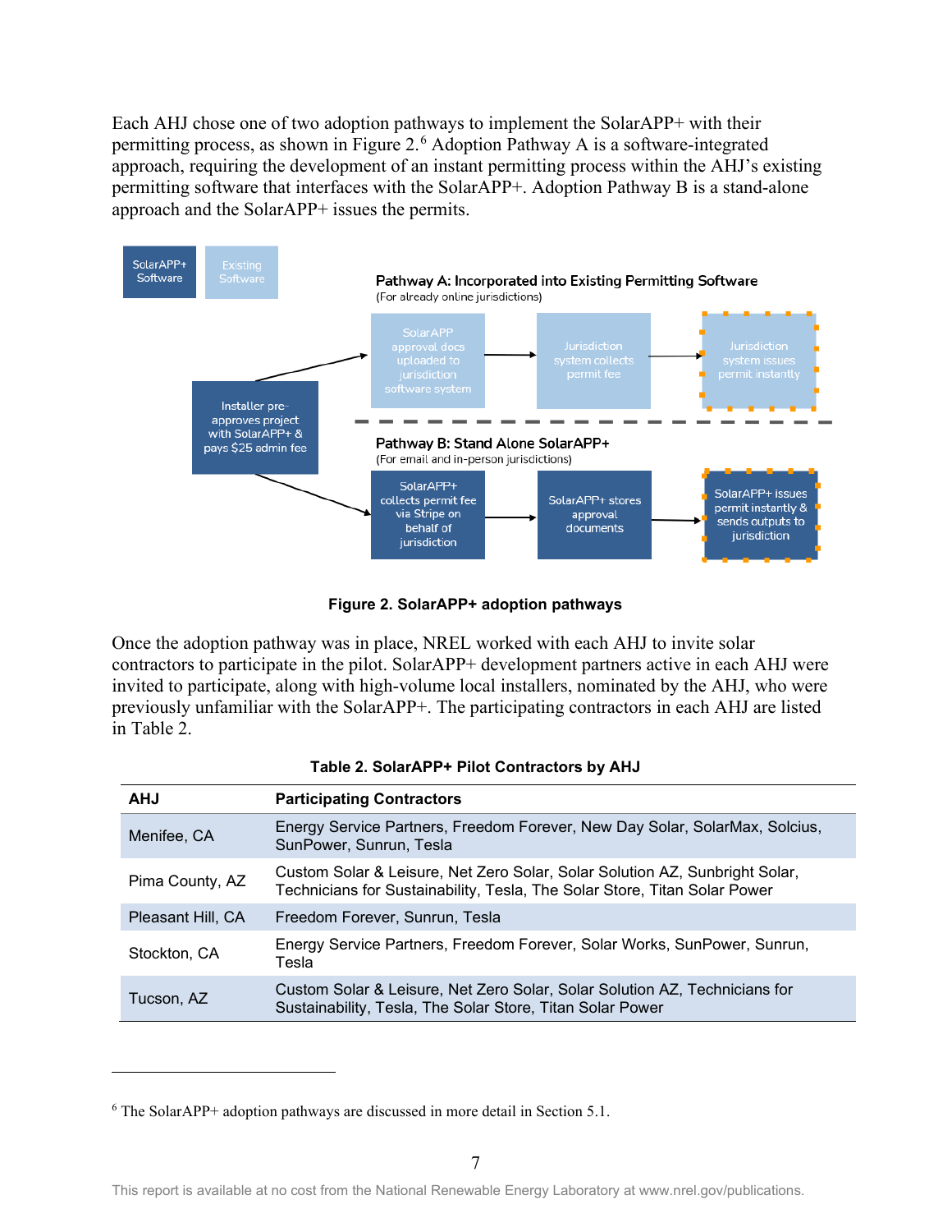Each AHJ chose one of two adoption pathways to implement the SolarAPP+ with their permitting process, as shown in Figure 2.[6] Adoption Pathway A is a software-integrated approach, requiring the development of an instant permitting process within the AHJ's existing permitting software that interfaces with the SolarAPP+. Adoption Pathway B is a stand-alone approach and the SolarAPP+ issues the permits.

SolarAPP+ Software

Existing Software

Installer pre-approves project with SolarAPP+ & pays $25 admin fee

**Pathway A: Incorporated into Existing Permitting Software**
(For already online jurisdictions)

SolarAPP approval docs uploaded to jurisdiction software system → Jurisdiction system collects permit fee → Jurisdiction system issues permit instantly

**Pathway B: Stand Alone SolarAPP+**
(For email and in-person jurisdictions)

SolarAPP+ collects permit fee via Stripe on behalf of jurisdiction → SolarAPP+ stores approval documents → SolarAPP+ issues permit instantly & sends outputs to jurisdiction

**Figure 2. SolarAPP+ adoption pathways**

Once the adoption pathway was in place, NREL worked with each AHJ to invite solar contractors to participate in the pilot. SolarAPP+ development partners active in each AHJ were invited to participate, along with high-volume local installers, nominated by the AHJ, who were previously unfamiliar with the SolarAPP+. The participating contractors in each AHJ are listed in Table 2.

**Table 2. SolarAPP+ Pilot Contractors by AHJ**

| AHJ | Participating Contractors |
|---|---|
| Menifee, CA | Energy Service Partners, Freedom Forever, New Day Solar, SolarMax, Solcius, SunPower, Sunrun, Tesla |
| Pima County, AZ | Custom Solar & Leisure, Net Zero Solar, Solar Solution AZ, Sunbright Solar, Technicians for Sustainability, Tesla, The Solar Store, Titan Solar Power |
| Pleasant Hill, CA | Freedom Forever, Sunrun, Tesla |
| Stockton, CA | Energy Service Partners, Freedom Forever, Solar Works, SunPower, Sunrun, Tesla |
| Tucson, AZ | Custom Solar & Leisure, Net Zero Solar, Solar Solution AZ, Technicians for Sustainability, Tesla, The Solar Store, Titan Solar Power |

[6] The SolarAPP+ adoption pathways are discussed in more detail in Section 5.1.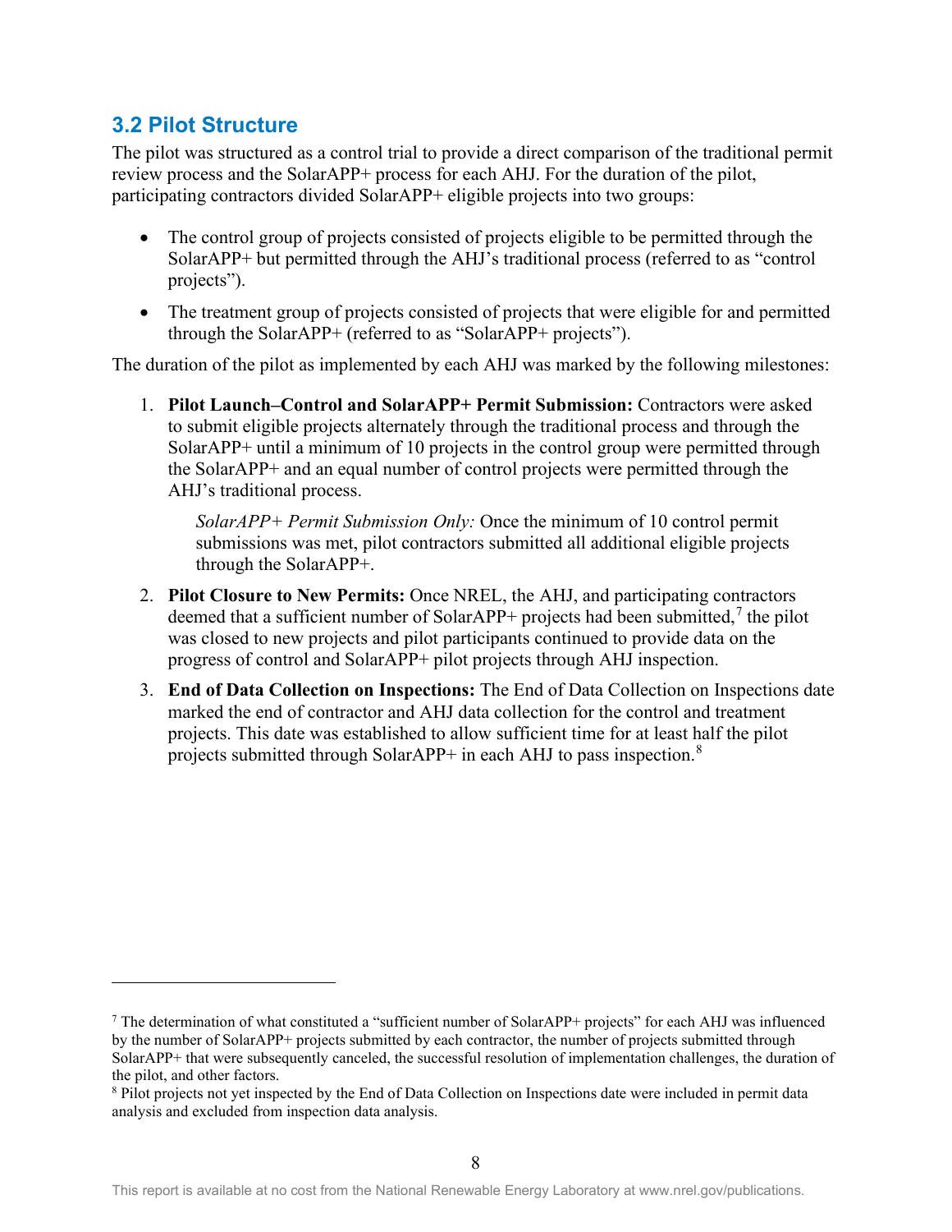## 3.2 Pilot Structure

The pilot was structured as a control trial to provide a direct comparison of the traditional permit review process and the SolarAPP+ process for each AHJ. For the duration of the pilot, participating contractors divided SolarAPP+ eligible projects into two groups:

- The control group of projects consisted of projects eligible to be permitted through the SolarAPP+ but permitted through the AHJ's traditional process (referred to as "control projects").
- The treatment group of projects consisted of projects that were eligible for and permitted through the SolarAPP+ (referred to as "SolarAPP+ projects").

The duration of the pilot as implemented by each AHJ was marked by the following milestones:

1. **Pilot Launch–Control and SolarAPP+ Permit Submission:** Contractors were asked to submit eligible projects alternately through the traditional process and through the SolarAPP+ until a minimum of 10 projects in the control group were permitted through the SolarAPP+ and an equal number of control projects were permitted through the AHJ's traditional process.

   *SolarAPP+ Permit Submission Only:* Once the minimum of 10 control permit submissions was met, pilot contractors submitted all additional eligible projects through the SolarAPP+.

2. **Pilot Closure to New Permits:** Once NREL, the AHJ, and participating contractors deemed that a sufficient number of SolarAPP+ projects had been submitted,[7] the pilot was closed to new projects and pilot participants continued to provide data on the progress of control and SolarAPP+ pilot projects through AHJ inspection.

3. **End of Data Collection on Inspections:** The End of Data Collection on Inspections date marked the end of contractor and AHJ data collection for the control and treatment projects. This date was established to allow sufficient time for at least half the pilot projects submitted through SolarAPP+ in each AHJ to pass inspection.[8]

---

[7] The determination of what constituted a "sufficient number of SolarAPP+ projects" for each AHJ was influenced by the number of SolarAPP+ projects submitted by each contractor, the number of projects submitted through SolarAPP+ that were subsequently canceled, the successful resolution of implementation challenges, the duration of the pilot, and other factors.

[8] Pilot projects not yet inspected by the End of Data Collection on Inspections date were included in permit data analysis and excluded from inspection data analysis.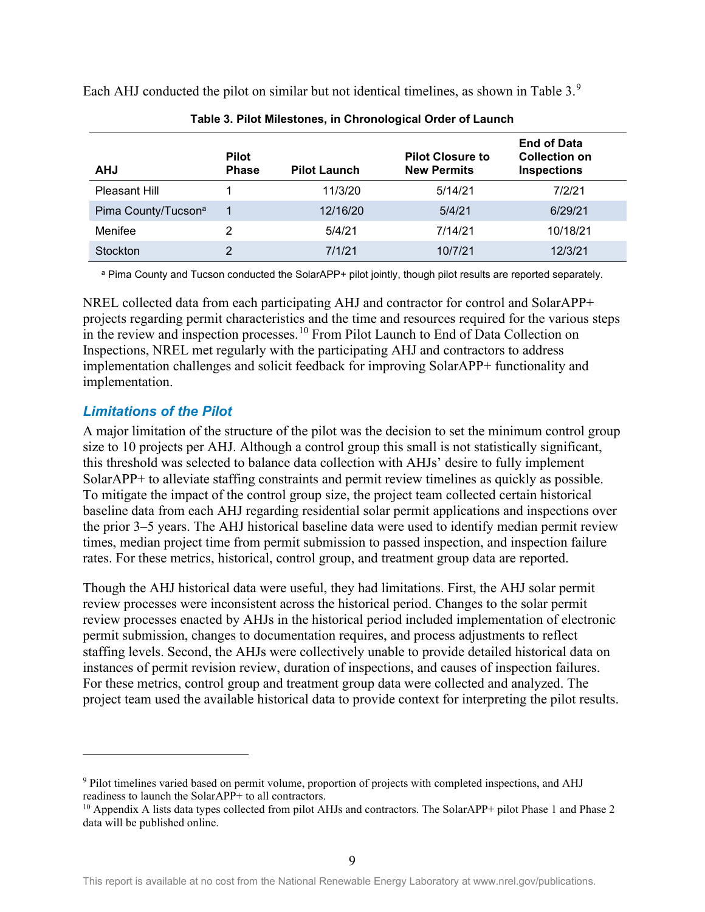Each AHJ conducted the pilot on similar but not identical timelines, as shown in Table 3.[9]

**Table 3. Pilot Milestones, in Chronological Order of Launch**

| AHJ | Pilot Phase | Pilot Launch | Pilot Closure to New Permits | End of Data Collection on Inspections |
|---|---|---|---|---|
| Pleasant Hill | 1 | 11/3/20 | 5/14/21 | 7/2/21 |
| Pima County/Tucson[a] | 1 | 12/16/20 | 5/4/21 | 6/29/21 |
| Menifee | 2 | 5/4/21 | 7/14/21 | 10/18/21 |
| Stockton | 2 | 7/1/21 | 10/7/21 | 12/3/21 |

[a] Pima County and Tucson conducted the SolarAPP+ pilot jointly, though pilot results are reported separately.

NREL collected data from each participating AHJ and contractor for control and SolarAPP+ projects regarding permit characteristics and the time and resources required for the various steps in the review and inspection processes.[10] From Pilot Launch to End of Data Collection on Inspections, NREL met regularly with the participating AHJ and contractors to address implementation challenges and solicit feedback for improving SolarAPP+ functionality and implementation.

### *Limitations of the Pilot*

A major limitation of the structure of the pilot was the decision to set the minimum control group size to 10 projects per AHJ. Although a control group this small is not statistically significant, this threshold was selected to balance data collection with AHJs' desire to fully implement SolarAPP+ to alleviate staffing constraints and permit review timelines as quickly as possible. To mitigate the impact of the control group size, the project team collected certain historical baseline data from each AHJ regarding residential solar permit applications and inspections over the prior 3–5 years. The AHJ historical baseline data were used to identify median permit review times, median project time from permit submission to passed inspection, and inspection failure rates. For these metrics, historical, control group, and treatment group data are reported.

Though the AHJ historical data were useful, they had limitations. First, the AHJ solar permit review processes were inconsistent across the historical period. Changes to the solar permit review processes enacted by AHJs in the historical period included implementation of electronic permit submission, changes to documentation requires, and process adjustments to reflect staffing levels. Second, the AHJs were collectively unable to provide detailed historical data on instances of permit revision review, duration of inspections, and causes of inspection failures. For these metrics, control group and treatment group data were collected and analyzed. The project team used the available historical data to provide context for interpreting the pilot results.

---

[9] Pilot timelines varied based on permit volume, proportion of projects with completed inspections, and AHJ readiness to launch the SolarAPP+ to all contractors.

[10] Appendix A lists data types collected from pilot AHJs and contractors. The SolarAPP+ pilot Phase 1 and Phase 2 data will be published online.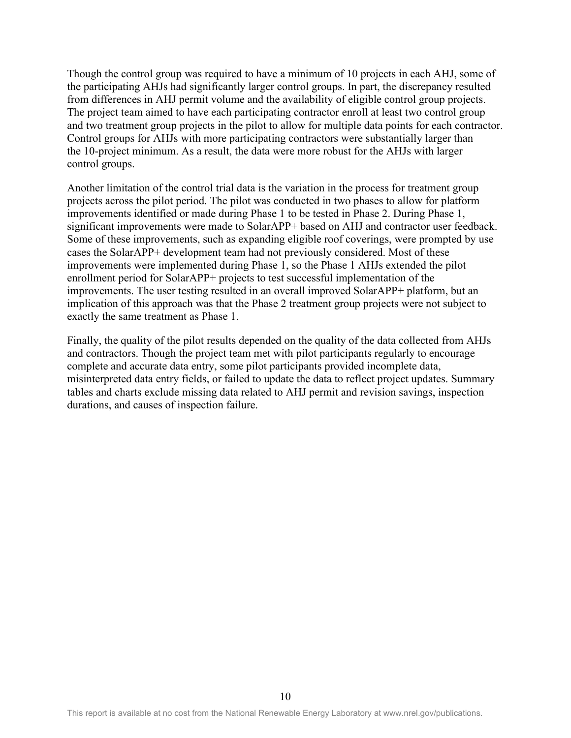Though the control group was required to have a minimum of 10 projects in each AHJ, some of the participating AHJs had significantly larger control groups. In part, the discrepancy resulted from differences in AHJ permit volume and the availability of eligible control group projects. The project team aimed to have each participating contractor enroll at least two control group and two treatment group projects in the pilot to allow for multiple data points for each contractor. Control groups for AHJs with more participating contractors were substantially larger than the 10-project minimum. As a result, the data were more robust for the AHJs with larger control groups.

Another limitation of the control trial data is the variation in the process for treatment group projects across the pilot period. The pilot was conducted in two phases to allow for platform improvements identified or made during Phase 1 to be tested in Phase 2. During Phase 1, significant improvements were made to SolarAPP+ based on AHJ and contractor user feedback. Some of these improvements, such as expanding eligible roof coverings, were prompted by use cases the SolarAPP+ development team had not previously considered. Most of these improvements were implemented during Phase 1, so the Phase 1 AHJs extended the pilot enrollment period for SolarAPP+ projects to test successful implementation of the improvements. The user testing resulted in an overall improved SolarAPP+ platform, but an implication of this approach was that the Phase 2 treatment group projects were not subject to exactly the same treatment as Phase 1.

Finally, the quality of the pilot results depended on the quality of the data collected from AHJs and contractors. Though the project team met with pilot participants regularly to encourage complete and accurate data entry, some pilot participants provided incomplete data, misinterpreted data entry fields, or failed to update the data to reflect project updates. Summary tables and charts exclude missing data related to AHJ permit and revision savings, inspection durations, and causes of inspection failure.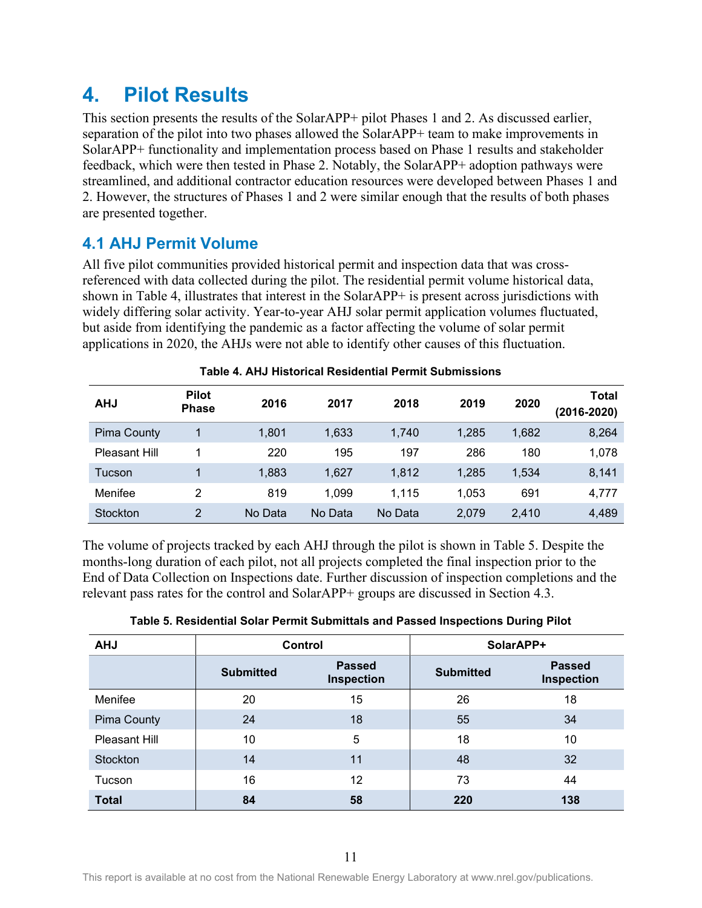# 4. Pilot Results

This section presents the results of the SolarAPP+ pilot Phases 1 and 2. As discussed earlier, separation of the pilot into two phases allowed the SolarAPP+ team to make improvements in SolarAPP+ functionality and implementation process based on Phase 1 results and stakeholder feedback, which were then tested in Phase 2. Notably, the SolarAPP+ adoption pathways were streamlined, and additional contractor education resources were developed between Phases 1 and 2. However, the structures of Phases 1 and 2 were similar enough that the results of both phases are presented together.

## 4.1 AHJ Permit Volume

All five pilot communities provided historical permit and inspection data that was cross-referenced with data collected during the pilot. The residential permit volume historical data, shown in Table 4, illustrates that interest in the SolarAPP+ is present across jurisdictions with widely differing solar activity. Year-to-year AHJ solar permit application volumes fluctuated, but aside from identifying the pandemic as a factor affecting the volume of solar permit applications in 2020, the AHJs were not able to identify other causes of this fluctuation.

**Table 4. AHJ Historical Residential Permit Submissions**

| AHJ | Pilot Phase | 2016 | 2017 | 2018 | 2019 | 2020 | Total (2016-2020) |
|---|---|---|---|---|---|---|---|
| Pima County | 1 | 1,801 | 1,633 | 1,740 | 1,285 | 1,682 | 8,264 |
| Pleasant Hill | 1 | 220 | 195 | 197 | 286 | 180 | 1,078 |
| Tucson | 1 | 1,883 | 1,627 | 1,812 | 1,285 | 1,534 | 8,141 |
| Menifee | 2 | 819 | 1,099 | 1,115 | 1,053 | 691 | 4,777 |
| Stockton | 2 | No Data | No Data | No Data | 2,079 | 2,410 | 4,489 |

The volume of projects tracked by each AHJ through the pilot is shown in Table 5. Despite the months-long duration of each pilot, not all projects completed the final inspection prior to the End of Data Collection on Inspections date. Further discussion of inspection completions and the relevant pass rates for the control and SolarAPP+ groups are discussed in Section 4.3.

**Table 5. Residential Solar Permit Submittals and Passed Inspections During Pilot**

| AHJ | Control | | SolarAPP+ | |
|---|---|---|---|---|
| | Submitted | Passed Inspection | Submitted | Passed Inspection |
| Menifee | 20 | 15 | 26 | 18 |
| Pima County | 24 | 18 | 55 | 34 |
| Pleasant Hill | 10 | 5 | 18 | 10 |
| Stockton | 14 | 11 | 48 | 32 |
| Tucson | 16 | 12 | 73 | 44 |
| **Total** | **84** | **58** | **220** | **138** |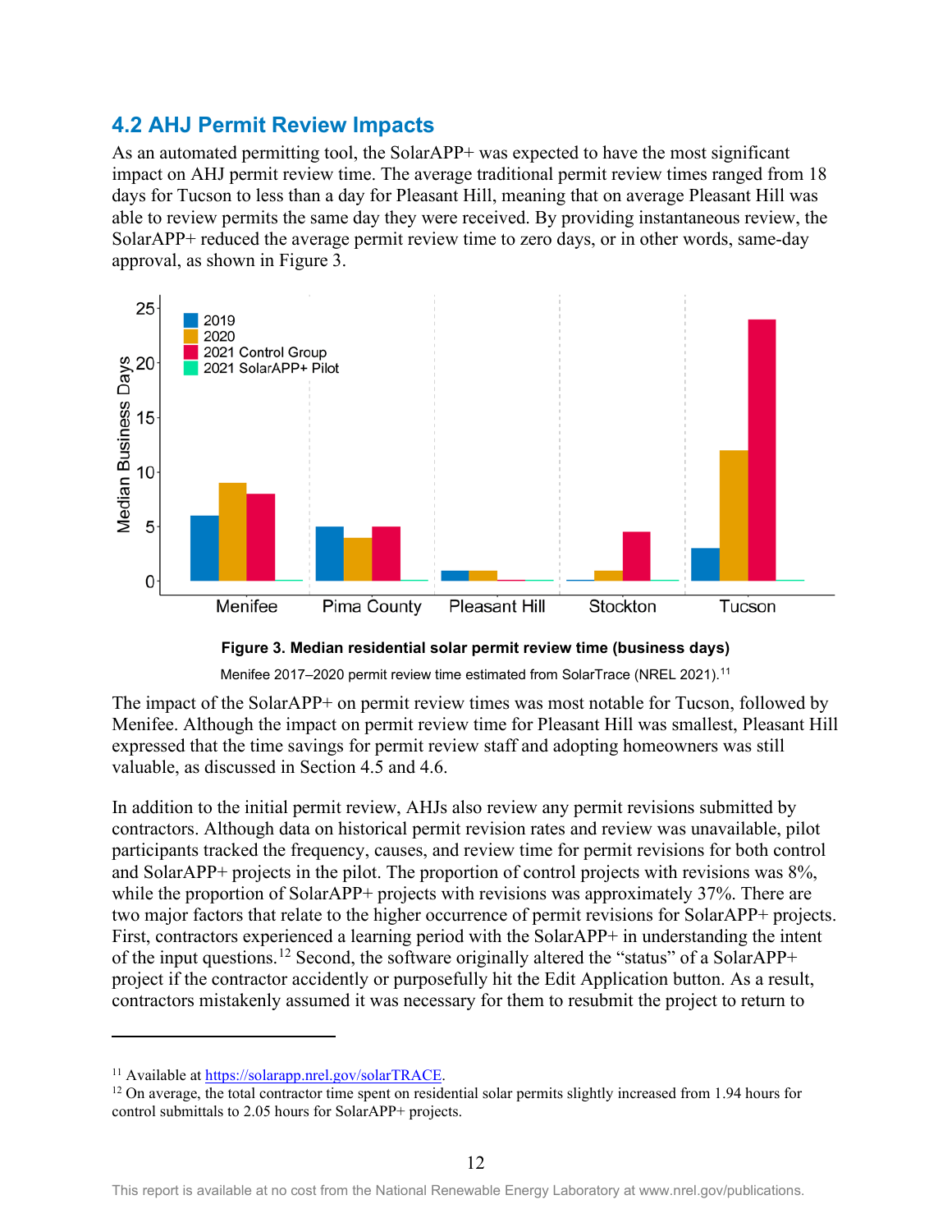## 4.2 AHJ Permit Review Impacts

As an automated permitting tool, the SolarAPP+ was expected to have the most significant impact on AHJ permit review time. The average traditional permit review times ranged from 18 days for Tucson to less than a day for Pleasant Hill, meaning that on average Pleasant Hill was able to review permits the same day they were received. By providing instantaneous review, the SolarAPP+ reduced the average permit review time to zero days, or in other words, same-day approval, as shown in Figure 3.

**Figure 3. Median residential solar permit review time (business days)**

Menifee 2017–2020 permit review time estimated from SolarTrace (NREL 2021).[11]

The impact of the SolarAPP+ on permit review times was most notable for Tucson, followed by Menifee. Although the impact on permit review time for Pleasant Hill was smallest, Pleasant Hill expressed that the time savings for permit review staff and adopting homeowners was still valuable, as discussed in Section 4.5 and 4.6.

In addition to the initial permit review, AHJs also review any permit revisions submitted by contractors. Although data on historical permit revision rates and review was unavailable, pilot participants tracked the frequency, causes, and review time for permit revisions for both control and SolarAPP+ projects in the pilot. The proportion of control projects with revisions was 8%, while the proportion of SolarAPP+ projects with revisions was approximately 37%. There are two major factors that relate to the higher occurrence of permit revisions for SolarAPP+ projects. First, contractors experienced a learning period with the SolarAPP+ in understanding the intent of the input questions.[12] Second, the software originally altered the "status" of a SolarAPP+ project if the contractor accidently or purposefully hit the Edit Application button. As a result, contractors mistakenly assumed it was necessary for them to resubmit the project to return to

---

[11] Available at https://solarapp.nrel.gov/solarTRACE.

[12] On average, the total contractor time spent on residential solar permits slightly increased from 1.94 hours for control submittals to 2.05 hours for SolarAPP+ projects.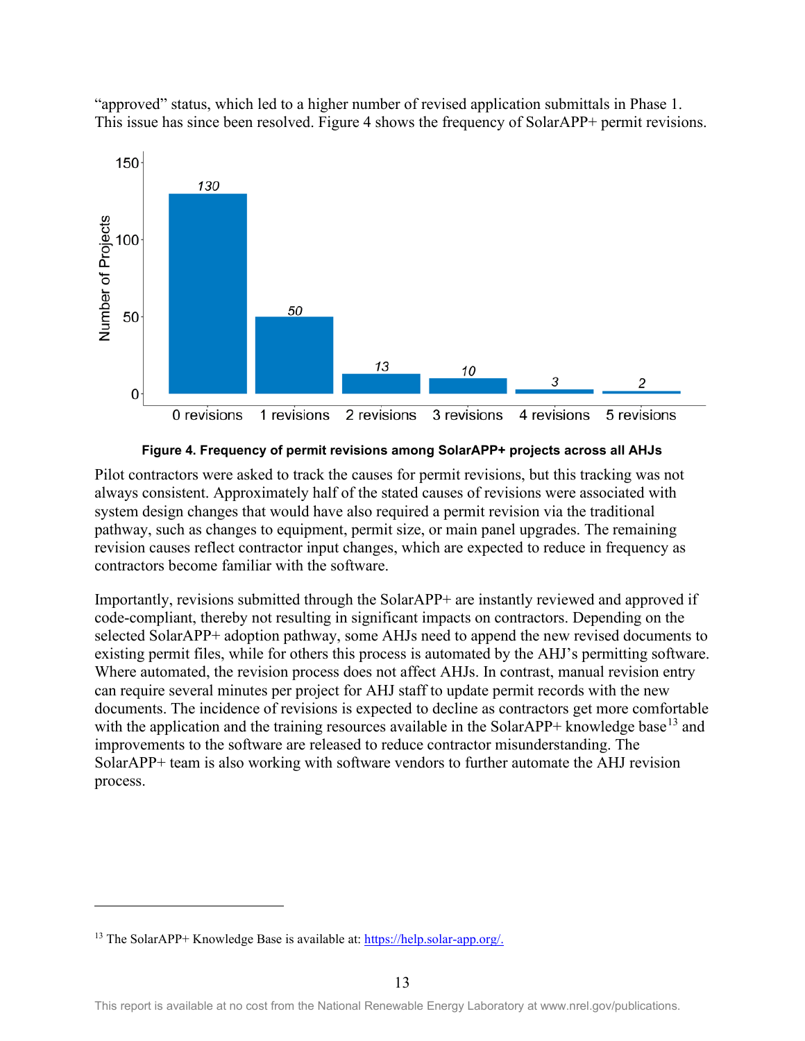"approved" status, which led to a higher number of revised application submittals in Phase 1. This issue has since been resolved. Figure 4 shows the frequency of SolarAPP+ permit revisions.

**Figure 4. Frequency of permit revisions among SolarAPP+ projects across all AHJs**

Pilot contractors were asked to track the causes for permit revisions, but this tracking was not always consistent. Approximately half of the stated causes of revisions were associated with system design changes that would have also required a permit revision via the traditional pathway, such as changes to equipment, permit size, or main panel upgrades. The remaining revision causes reflect contractor input changes, which are expected to reduce in frequency as contractors become familiar with the software.

Importantly, revisions submitted through the SolarAPP+ are instantly reviewed and approved if code-compliant, thereby not resulting in significant impacts on contractors. Depending on the selected SolarAPP+ adoption pathway, some AHJs need to append the new revised documents to existing permit files, while for others this process is automated by the AHJ's permitting software. Where automated, the revision process does not affect AHJs. In contrast, manual revision entry can require several minutes per project for AHJ staff to update permit records with the new documents. The incidence of revisions is expected to decline as contractors get more comfortable with the application and the training resources available in the SolarAPP+ knowledge base[13] and improvements to the software are released to reduce contractor misunderstanding. The SolarAPP+ team is also working with software vendors to further automate the AHJ revision process.

[13] The SolarAPP+ Knowledge Base is available at: https://help.solar-app.org/.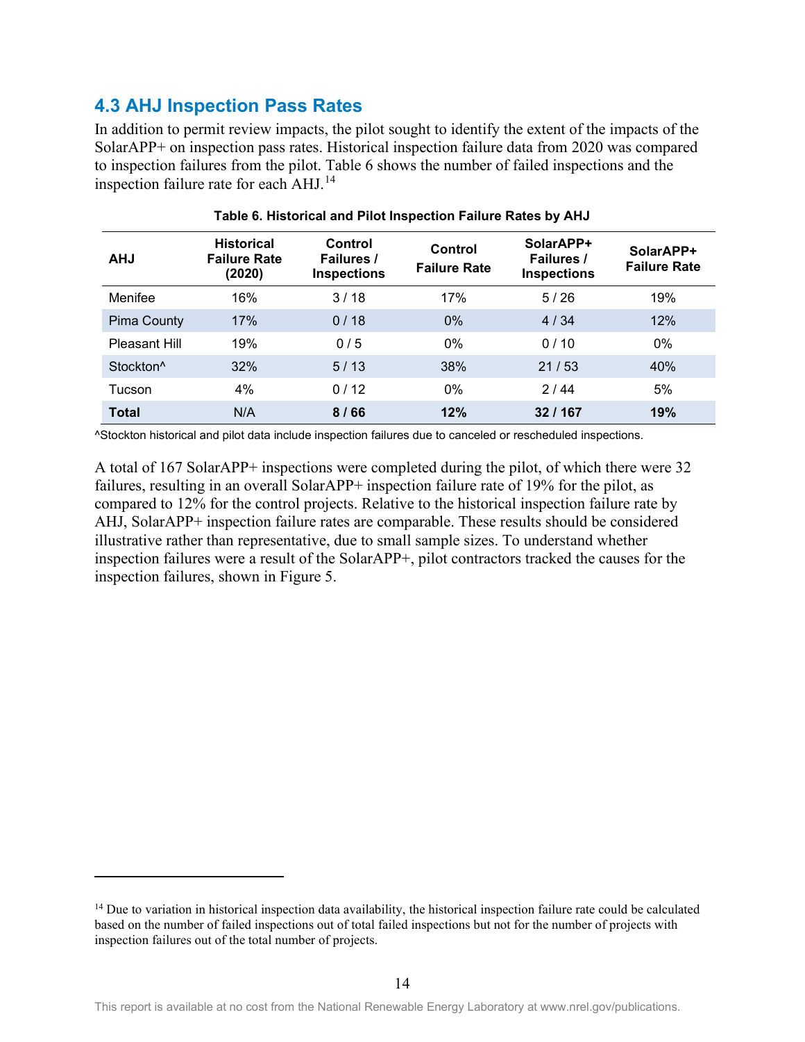## 4.3 AHJ Inspection Pass Rates

In addition to permit review impacts, the pilot sought to identify the extent of the impacts of the SolarAPP+ on inspection pass rates. Historical inspection failure data from 2020 was compared to inspection failures from the pilot. Table 6 shows the number of failed inspections and the inspection failure rate for each AHJ.[14]

**Table 6. Historical and Pilot Inspection Failure Rates by AHJ**

| AHJ | Historical Failure Rate (2020) | Control Failures / Inspections | Control Failure Rate | SolarAPP+ Failures / Inspections | SolarAPP+ Failure Rate |
|---|---|---|---|---|---|
| Menifee | 16% | 3 / 18 | 17% | 5 / 26 | 19% |
| Pima County | 17% | 0 / 18 | 0% | 4 / 34 | 12% |
| Pleasant Hill | 19% | 0 / 5 | 0% | 0 / 10 | 0% |
| Stockton^ | 32% | 5 / 13 | 38% | 21 / 53 | 40% |
| Tucson | 4% | 0 / 12 | 0% | 2 / 44 | 5% |
| **Total** | N/A | **8 / 66** | **12%** | **32 / 167** | **19%** |

^Stockton historical and pilot data include inspection failures due to canceled or rescheduled inspections.

A total of 167 SolarAPP+ inspections were completed during the pilot, of which there were 32 failures, resulting in an overall SolarAPP+ inspection failure rate of 19% for the pilot, as compared to 12% for the control projects. Relative to the historical inspection failure rate by AHJ, SolarAPP+ inspection failure rates are comparable. These results should be considered illustrative rather than representative, due to small sample sizes. To understand whether inspection failures were a result of the SolarAPP+, pilot contractors tracked the causes for the inspection failures, shown in Figure 5.

[14] Due to variation in historical inspection data availability, the historical inspection failure rate could be calculated based on the number of failed inspections out of total failed inspections but not for the number of projects with inspection failures out of the total number of projects.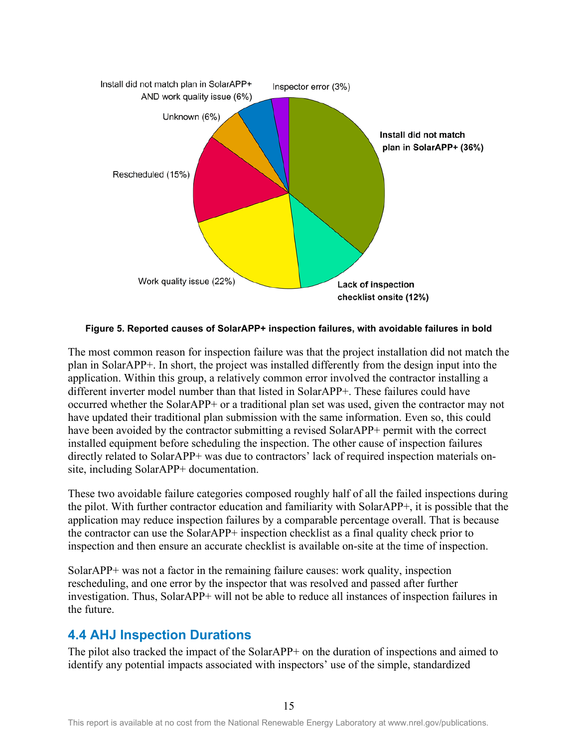Install did not match plan in SolarAPP+ AND work quality issue (6%)

Inspector error (3%)

Unknown (6%)

**Install did not match plan in SolarAPP+ (36%)**

Rescheduled (15%)

Work quality issue (22%)

**Lack of inspection checklist onsite (12%)**

**Figure 5. Reported causes of SolarAPP+ inspection failures, with avoidable failures in bold**

The most common reason for inspection failure was that the project installation did not match the plan in SolarAPP+. In short, the project was installed differently from the design input into the application. Within this group, a relatively common error involved the contractor installing a different inverter model number than that listed in SolarAPP+. These failures could have occurred whether the SolarAPP+ or a traditional plan set was used, given the contractor may not have updated their traditional plan submission with the same information. Even so, this could have been avoided by the contractor submitting a revised SolarAPP+ permit with the correct installed equipment before scheduling the inspection. The other cause of inspection failures directly related to SolarAPP+ was due to contractors' lack of required inspection materials on-site, including SolarAPP+ documentation.

These two avoidable failure categories composed roughly half of all the failed inspections during the pilot. With further contractor education and familiarity with SolarAPP+, it is possible that the application may reduce inspection failures by a comparable percentage overall. That is because the contractor can use the SolarAPP+ inspection checklist as a final quality check prior to inspection and then ensure an accurate checklist is available on-site at the time of inspection.

SolarAPP+ was not a factor in the remaining failure causes: work quality, inspection rescheduling, and one error by the inspector that was resolved and passed after further investigation. Thus, SolarAPP+ will not be able to reduce all instances of inspection failures in the future.

## 4.4 AHJ Inspection Durations

The pilot also tracked the impact of the SolarAPP+ on the duration of inspections and aimed to identify any potential impacts associated with inspectors' use of the simple, standardized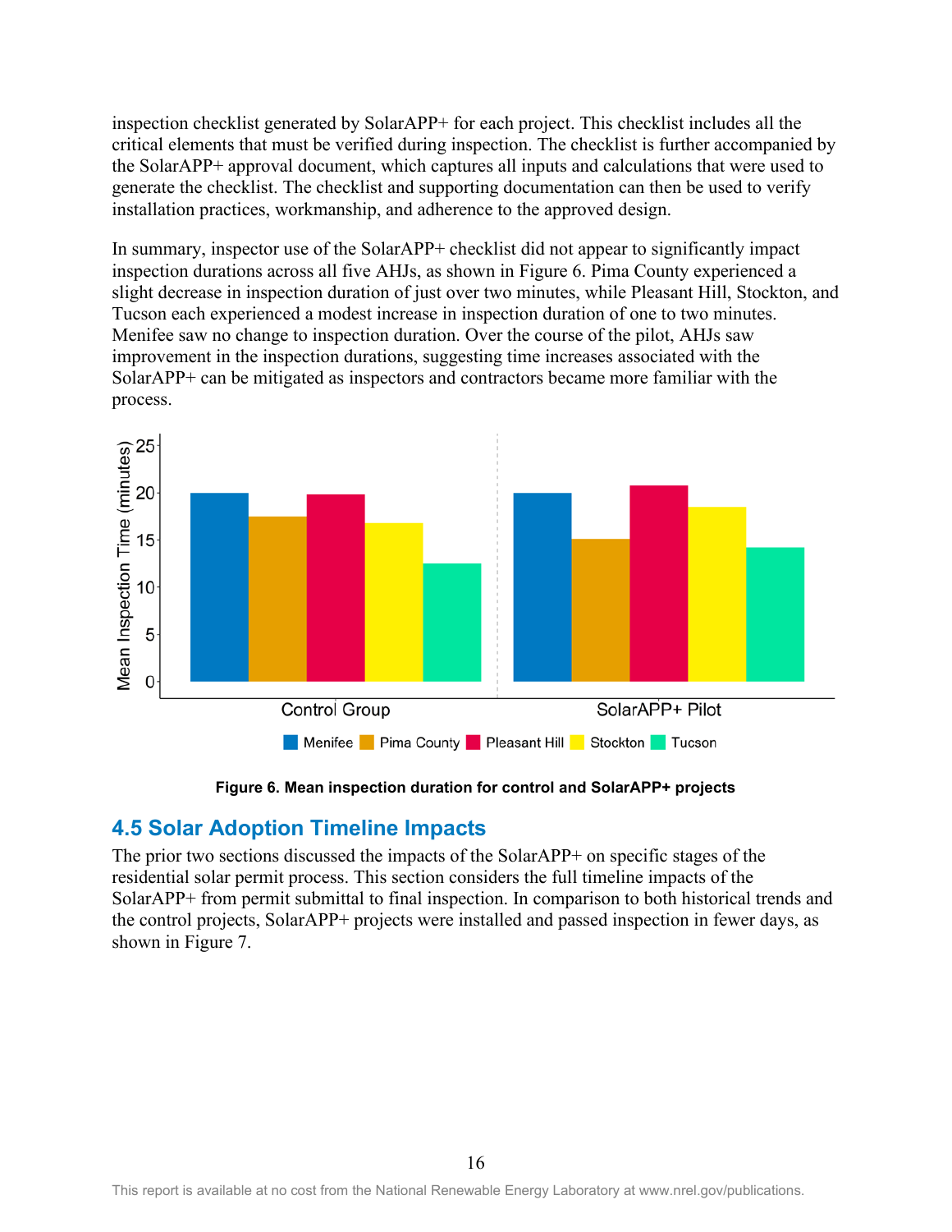inspection checklist generated by SolarAPP+ for each project. This checklist includes all the critical elements that must be verified during inspection. The checklist is further accompanied by the SolarAPP+ approval document, which captures all inputs and calculations that were used to generate the checklist. The checklist and supporting documentation can then be used to verify installation practices, workmanship, and adherence to the approved design.

In summary, inspector use of the SolarAPP+ checklist did not appear to significantly impact inspection durations across all five AHJs, as shown in Figure 6. Pima County experienced a slight decrease in inspection duration of just over two minutes, while Pleasant Hill, Stockton, and Tucson each experienced a modest increase in inspection duration of one to two minutes. Menifee saw no change to inspection duration. Over the course of the pilot, AHJs saw improvement in the inspection durations, suggesting time increases associated with the SolarAPP+ can be mitigated as inspectors and contractors became more familiar with the process.

**Figure 6. Mean inspection duration for control and SolarAPP+ projects**

## 4.5 Solar Adoption Timeline Impacts

The prior two sections discussed the impacts of the SolarAPP+ on specific stages of the residential solar permit process. This section considers the full timeline impacts of the SolarAPP+ from permit submittal to final inspection. In comparison to both historical trends and the control projects, SolarAPP+ projects were installed and passed inspection in fewer days, as shown in Figure 7.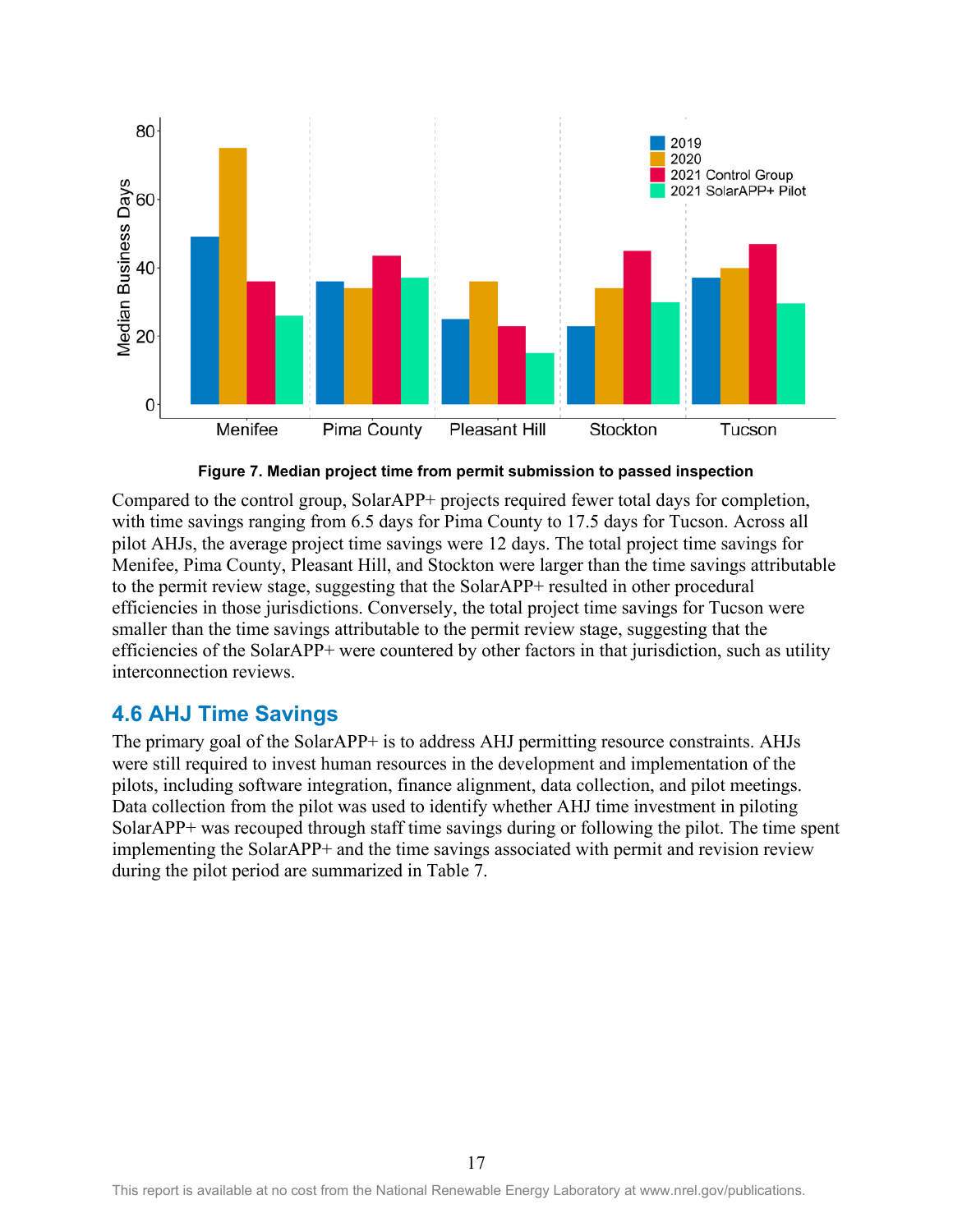**Figure 7. Median project time from permit submission to passed inspection**

Compared to the control group, SolarAPP+ projects required fewer total days for completion, with time savings ranging from 6.5 days for Pima County to 17.5 days for Tucson. Across all pilot AHJs, the average project time savings were 12 days. The total project time savings for Menifee, Pima County, Pleasant Hill, and Stockton were larger than the time savings attributable to the permit review stage, suggesting that the SolarAPP+ resulted in other procedural efficiencies in those jurisdictions. Conversely, the total project time savings for Tucson were smaller than the time savings attributable to the permit review stage, suggesting that the efficiencies of the SolarAPP+ were countered by other factors in that jurisdiction, such as utility interconnection reviews.

## 4.6 AHJ Time Savings

The primary goal of the SolarAPP+ is to address AHJ permitting resource constraints. AHJs were still required to invest human resources in the development and implementation of the pilots, including software integration, finance alignment, data collection, and pilot meetings. Data collection from the pilot was used to identify whether AHJ time investment in piloting SolarAPP+ was recouped through staff time savings during or following the pilot. The time spent implementing the SolarAPP+ and the time savings associated with permit and revision review during the pilot period are summarized in Table 7.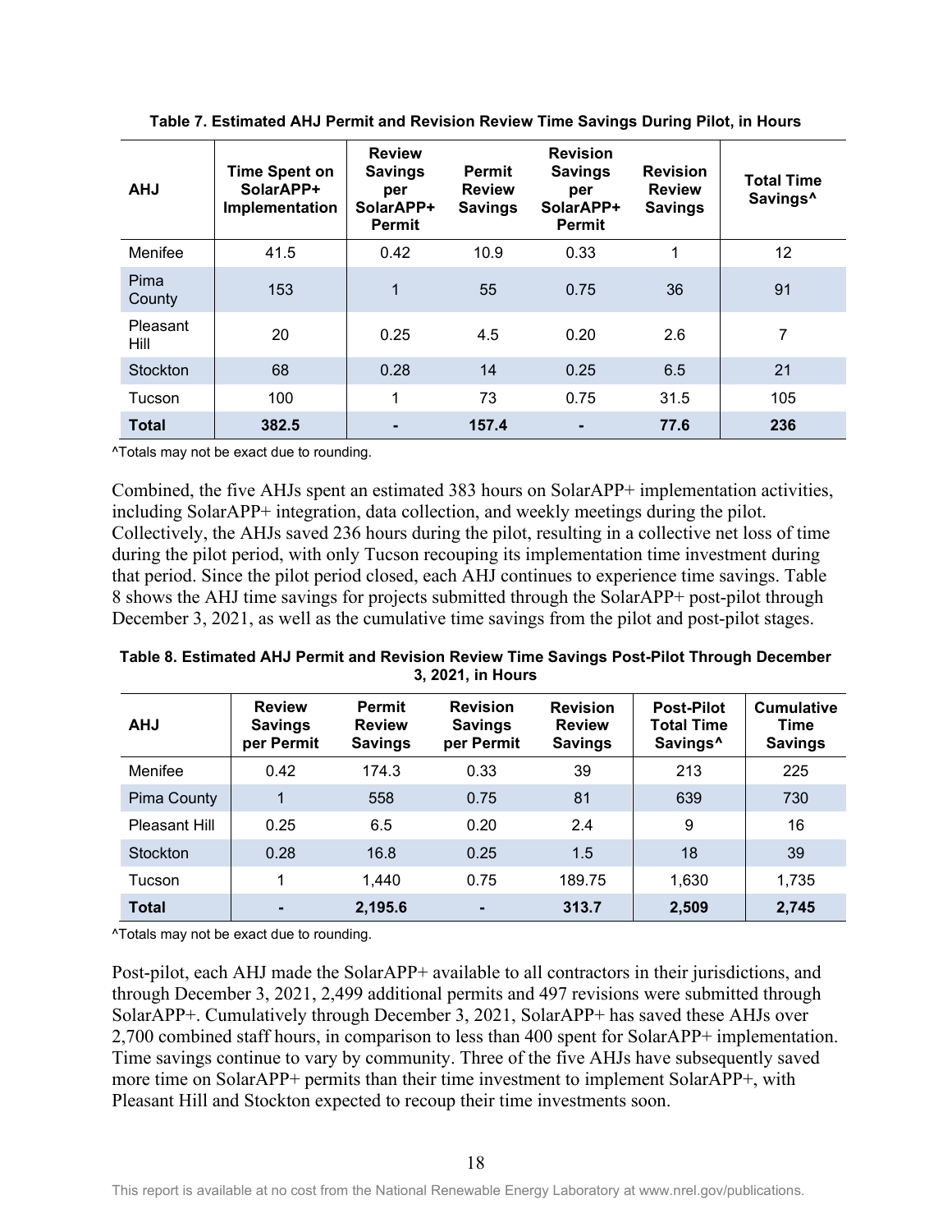**Table 7. Estimated AHJ Permit and Revision Review Time Savings During Pilot, in Hours**

| AHJ | Time Spent on SolarAPP+ Implementation | Review Savings per SolarAPP+ Permit | Permit Review Savings | Revision Savings per SolarAPP+ Permit | Revision Review Savings | Total Time Savings^ |
|---|---|---|---|---|---|---|
| Menifee | 41.5 | 0.42 | 10.9 | 0.33 | 1 | 12 |
| Pima County | 153 | 1 | 55 | 0.75 | 36 | 91 |
| Pleasant Hill | 20 | 0.25 | 4.5 | 0.20 | 2.6 | 7 |
| Stockton | 68 | 0.28 | 14 | 0.25 | 6.5 | 21 |
| Tucson | 100 | 1 | 73 | 0.75 | 31.5 | 105 |
| **Total** | **382.5** | **-** | **157.4** | **-** | **77.6** | **236** |

^Totals may not be exact due to rounding.

Combined, the five AHJs spent an estimated 383 hours on SolarAPP+ implementation activities, including SolarAPP+ integration, data collection, and weekly meetings during the pilot. Collectively, the AHJs saved 236 hours during the pilot, resulting in a collective net loss of time during the pilot period, with only Tucson recouping its implementation time investment during that period. Since the pilot period closed, each AHJ continues to experience time savings. Table 8 shows the AHJ time savings for projects submitted through the SolarAPP+ post-pilot through December 3, 2021, as well as the cumulative time savings from the pilot and post-pilot stages.

**Table 8. Estimated AHJ Permit and Revision Review Time Savings Post-Pilot Through December 3, 2021, in Hours**

| AHJ | Review Savings per Permit | Permit Review Savings | Revision Savings per Permit | Revision Review Savings | Post-Pilot Total Time Savings^ | Cumulative Time Savings |
|---|---|---|---|---|---|---|
| Menifee | 0.42 | 174.3 | 0.33 | 39 | 213 | 225 |
| Pima County | 1 | 558 | 0.75 | 81 | 639 | 730 |
| Pleasant Hill | 0.25 | 6.5 | 0.20 | 2.4 | 9 | 16 |
| Stockton | 0.28 | 16.8 | 0.25 | 1.5 | 18 | 39 |
| Tucson | 1 | 1,440 | 0.75 | 189.75 | 1,630 | 1,735 |
| **Total** | **-** | **2,195.6** | **-** | **313.7** | **2,509** | **2,745** |

^Totals may not be exact due to rounding.

Post-pilot, each AHJ made the SolarAPP+ available to all contractors in their jurisdictions, and through December 3, 2021, 2,499 additional permits and 497 revisions were submitted through SolarAPP+. Cumulatively through December 3, 2021, SolarAPP+ has saved these AHJs over 2,700 combined staff hours, in comparison to less than 400 spent for SolarAPP+ implementation. Time savings continue to vary by community. Three of the five AHJs have subsequently saved more time on SolarAPP+ permits than their time investment to implement SolarAPP+, with Pleasant Hill and Stockton expected to recoup their time investments soon.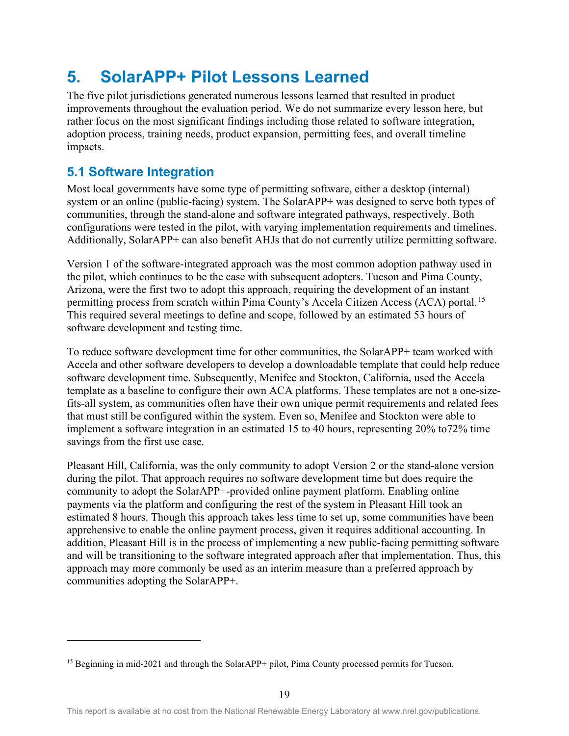# 5. SolarAPP+ Pilot Lessons Learned

The five pilot jurisdictions generated numerous lessons learned that resulted in product improvements throughout the evaluation period. We do not summarize every lesson here, but rather focus on the most significant findings including those related to software integration, adoption process, training needs, product expansion, permitting fees, and overall timeline impacts.

## 5.1 Software Integration

Most local governments have some type of permitting software, either a desktop (internal) system or an online (public-facing) system. The SolarAPP+ was designed to serve both types of communities, through the stand-alone and software integrated pathways, respectively. Both configurations were tested in the pilot, with varying implementation requirements and timelines. Additionally, SolarAPP+ can also benefit AHJs that do not currently utilize permitting software.

Version 1 of the software-integrated approach was the most common adoption pathway used in the pilot, which continues to be the case with subsequent adopters. Tucson and Pima County, Arizona, were the first two to adopt this approach, requiring the development of an instant permitting process from scratch within Pima County's Accela Citizen Access (ACA) portal.[15] This required several meetings to define and scope, followed by an estimated 53 hours of software development and testing time.

To reduce software development time for other communities, the SolarAPP+ team worked with Accela and other software developers to develop a downloadable template that could help reduce software development time. Subsequently, Menifee and Stockton, California, used the Accela template as a baseline to configure their own ACA platforms. These templates are not a one-size-fits-all system, as communities often have their own unique permit requirements and related fees that must still be configured within the system. Even so, Menifee and Stockton were able to implement a software integration in an estimated 15 to 40 hours, representing 20% to72% time savings from the first use case.

Pleasant Hill, California, was the only community to adopt Version 2 or the stand-alone version during the pilot. That approach requires no software development time but does require the community to adopt the SolarAPP+-provided online payment platform. Enabling online payments via the platform and configuring the rest of the system in Pleasant Hill took an estimated 8 hours. Though this approach takes less time to set up, some communities have been apprehensive to enable the online payment process, given it requires additional accounting. In addition, Pleasant Hill is in the process of implementing a new public-facing permitting software and will be transitioning to the software integrated approach after that implementation. Thus, this approach may more commonly be used as an interim measure than a preferred approach by communities adopting the SolarAPP+.

[15] Beginning in mid-2021 and through the SolarAPP+ pilot, Pima County processed permits for Tucson.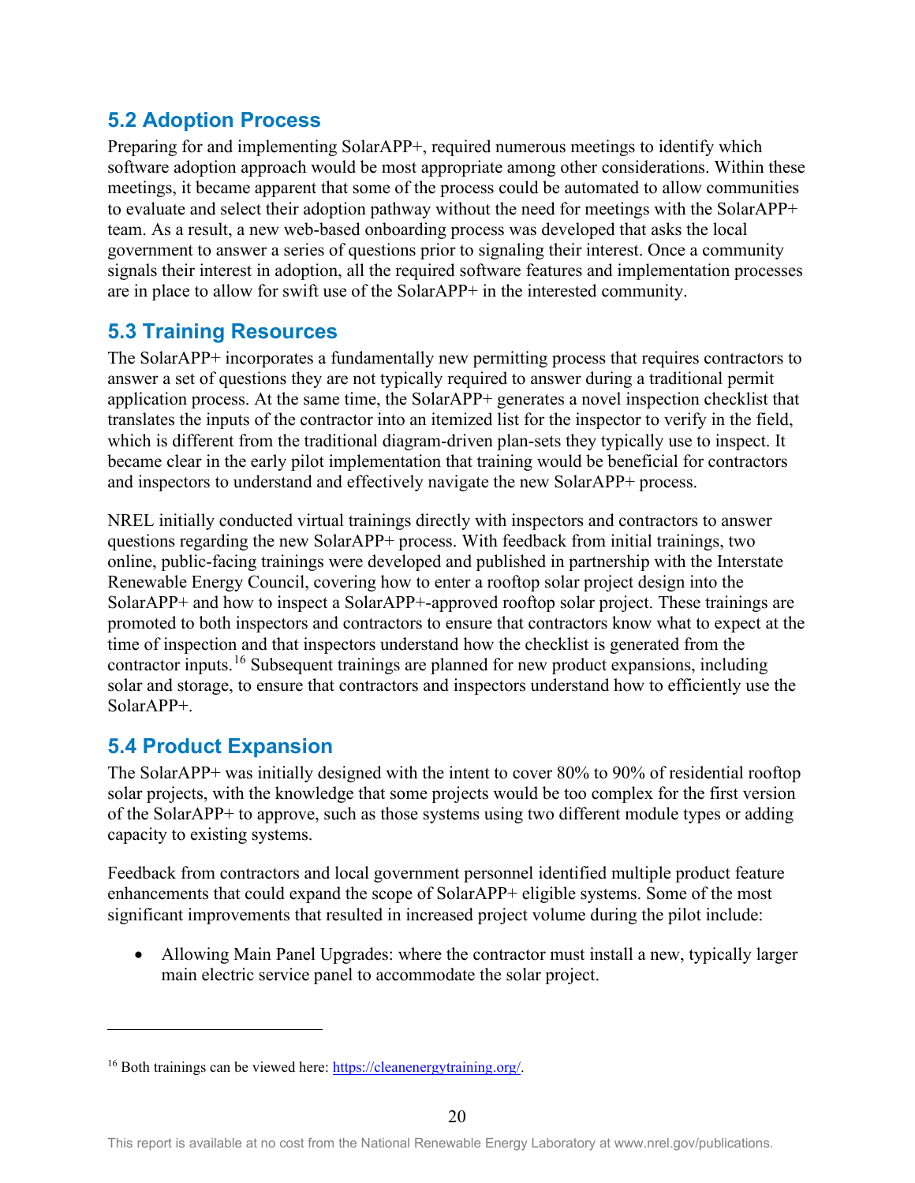## 5.2 Adoption Process

Preparing for and implementing SolarAPP+, required numerous meetings to identify which software adoption approach would be most appropriate among other considerations. Within these meetings, it became apparent that some of the process could be automated to allow communities to evaluate and select their adoption pathway without the need for meetings with the SolarAPP+ team. As a result, a new web-based onboarding process was developed that asks the local government to answer a series of questions prior to signaling their interest. Once a community signals their interest in adoption, all the required software features and implementation processes are in place to allow for swift use of the SolarAPP+ in the interested community.

## 5.3 Training Resources

The SolarAPP+ incorporates a fundamentally new permitting process that requires contractors to answer a set of questions they are not typically required to answer during a traditional permit application process. At the same time, the SolarAPP+ generates a novel inspection checklist that translates the inputs of the contractor into an itemized list for the inspector to verify in the field, which is different from the traditional diagram-driven plan-sets they typically use to inspect. It became clear in the early pilot implementation that training would be beneficial for contractors and inspectors to understand and effectively navigate the new SolarAPP+ process.

NREL initially conducted virtual trainings directly with inspectors and contractors to answer questions regarding the new SolarAPP+ process. With feedback from initial trainings, two online, public-facing trainings were developed and published in partnership with the Interstate Renewable Energy Council, covering how to enter a rooftop solar project design into the SolarAPP+ and how to inspect a SolarAPP+-approved rooftop solar project. These trainings are promoted to both inspectors and contractors to ensure that contractors know what to expect at the time of inspection and that inspectors understand how the checklist is generated from the contractor inputs.[16] Subsequent trainings are planned for new product expansions, including solar and storage, to ensure that contractors and inspectors understand how to efficiently use the SolarAPP+.

## 5.4 Product Expansion

The SolarAPP+ was initially designed with the intent to cover 80% to 90% of residential rooftop solar projects, with the knowledge that some projects would be too complex for the first version of the SolarAPP+ to approve, such as those systems using two different module types or adding capacity to existing systems.

Feedback from contractors and local government personnel identified multiple product feature enhancements that could expand the scope of SolarAPP+ eligible systems. Some of the most significant improvements that resulted in increased project volume during the pilot include:

- Allowing Main Panel Upgrades: where the contractor must install a new, typically larger main electric service panel to accommodate the solar project.

---

[16] Both trainings can be viewed here: https://cleanenergytraining.org/.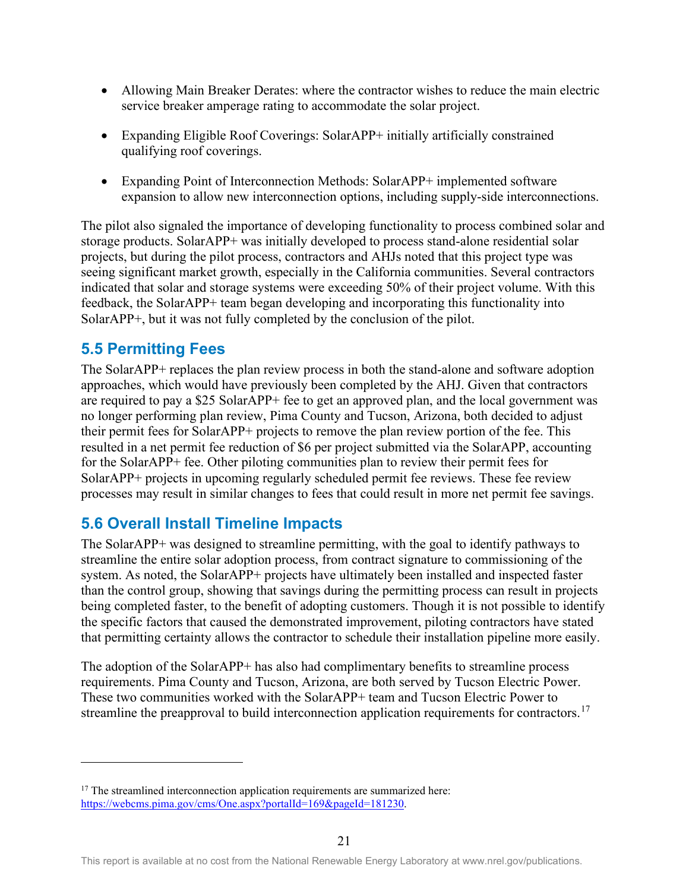- Allowing Main Breaker Derates: where the contractor wishes to reduce the main electric service breaker amperage rating to accommodate the solar project.
- Expanding Eligible Roof Coverings: SolarAPP+ initially artificially constrained qualifying roof coverings.
- Expanding Point of Interconnection Methods: SolarAPP+ implemented software expansion to allow new interconnection options, including supply-side interconnections.

The pilot also signaled the importance of developing functionality to process combined solar and storage products. SolarAPP+ was initially developed to process stand-alone residential solar projects, but during the pilot process, contractors and AHJs noted that this project type was seeing significant market growth, especially in the California communities. Several contractors indicated that solar and storage systems were exceeding 50% of their project volume. With this feedback, the SolarAPP+ team began developing and incorporating this functionality into SolarAPP+, but it was not fully completed by the conclusion of the pilot.

## 5.5 Permitting Fees

The SolarAPP+ replaces the plan review process in both the stand-alone and software adoption approaches, which would have previously been completed by the AHJ. Given that contractors are required to pay a $25 SolarAPP+ fee to get an approved plan, and the local government was no longer performing plan review, Pima County and Tucson, Arizona, both decided to adjust their permit fees for SolarAPP+ projects to remove the plan review portion of the fee. This resulted in a net permit fee reduction of $6 per project submitted via the SolarAPP, accounting for the SolarAPP+ fee. Other piloting communities plan to review their permit fees for SolarAPP+ projects in upcoming regularly scheduled permit fee reviews. These fee review processes may result in similar changes to fees that could result in more net permit fee savings.

## 5.6 Overall Install Timeline Impacts

The SolarAPP+ was designed to streamline permitting, with the goal to identify pathways to streamline the entire solar adoption process, from contract signature to commissioning of the system. As noted, the SolarAPP+ projects have ultimately been installed and inspected faster than the control group, showing that savings during the permitting process can result in projects being completed faster, to the benefit of adopting customers. Though it is not possible to identify the specific factors that caused the demonstrated improvement, piloting contractors have stated that permitting certainty allows the contractor to schedule their installation pipeline more easily.

The adoption of the SolarAPP+ has also had complimentary benefits to streamline process requirements. Pima County and Tucson, Arizona, are both served by Tucson Electric Power. These two communities worked with the SolarAPP+ team and Tucson Electric Power to streamline the preapproval to build interconnection application requirements for contractors.[17]

---

[17] The streamlined interconnection application requirements are summarized here: https://webcms.pima.gov/cms/One.aspx?portalId=169&pageId=181230.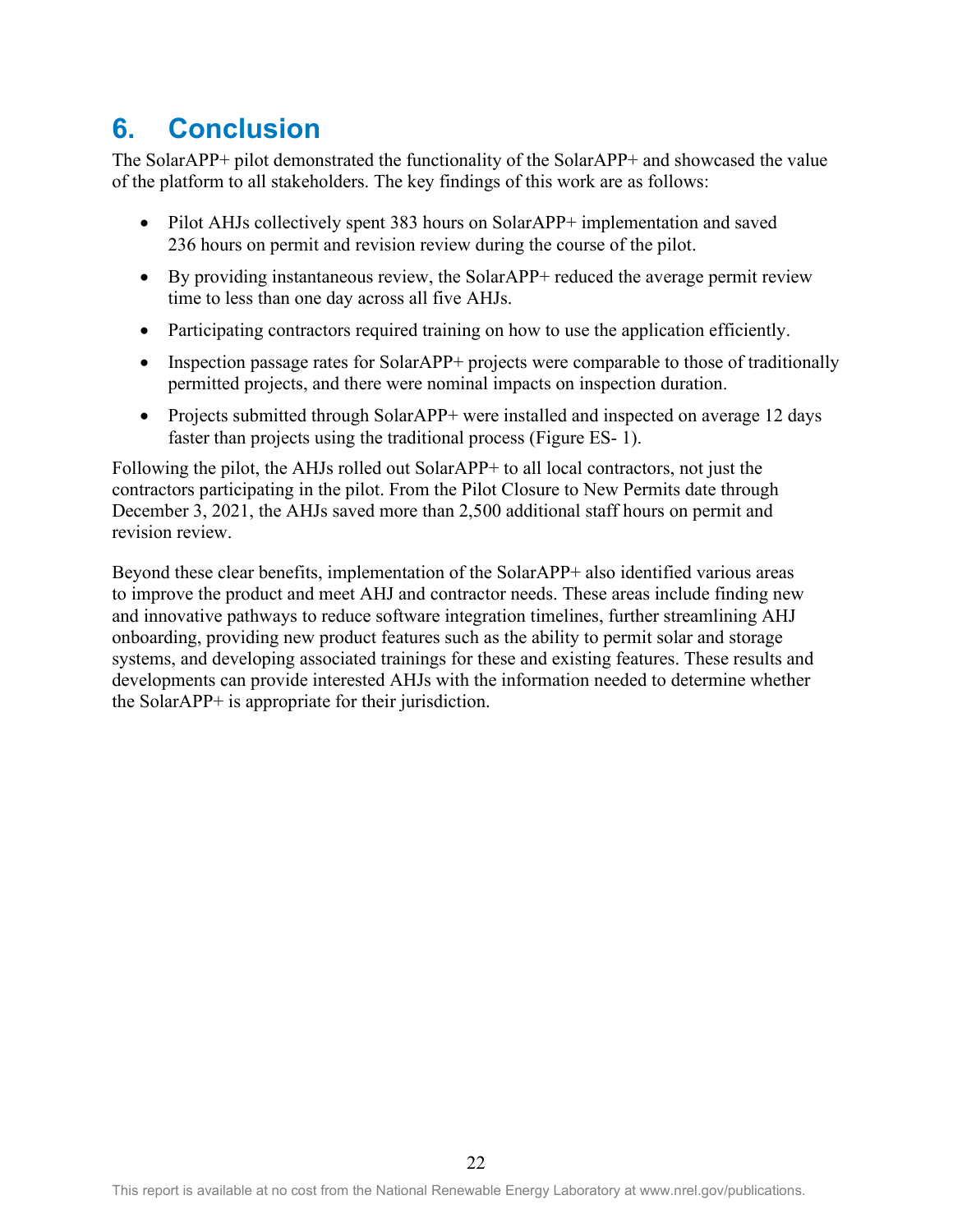# 6. Conclusion

The SolarAPP+ pilot demonstrated the functionality of the SolarAPP+ and showcased the value of the platform to all stakeholders. The key findings of this work are as follows:

- Pilot AHJs collectively spent 383 hours on SolarAPP+ implementation and saved 236 hours on permit and revision review during the course of the pilot.
- By providing instantaneous review, the SolarAPP+ reduced the average permit review time to less than one day across all five AHJs.
- Participating contractors required training on how to use the application efficiently.
- Inspection passage rates for SolarAPP+ projects were comparable to those of traditionally permitted projects, and there were nominal impacts on inspection duration.
- Projects submitted through SolarAPP+ were installed and inspected on average 12 days faster than projects using the traditional process (Figure ES- 1).

Following the pilot, the AHJs rolled out SolarAPP+ to all local contractors, not just the contractors participating in the pilot. From the Pilot Closure to New Permits date through December 3, 2021, the AHJs saved more than 2,500 additional staff hours on permit and revision review.

Beyond these clear benefits, implementation of the SolarAPP+ also identified various areas to improve the product and meet AHJ and contractor needs. These areas include finding new and innovative pathways to reduce software integration timelines, further streamlining AHJ onboarding, providing new product features such as the ability to permit solar and storage systems, and developing associated trainings for these and existing features. These results and developments can provide interested AHJs with the information needed to determine whether the SolarAPP+ is appropriate for their jurisdiction.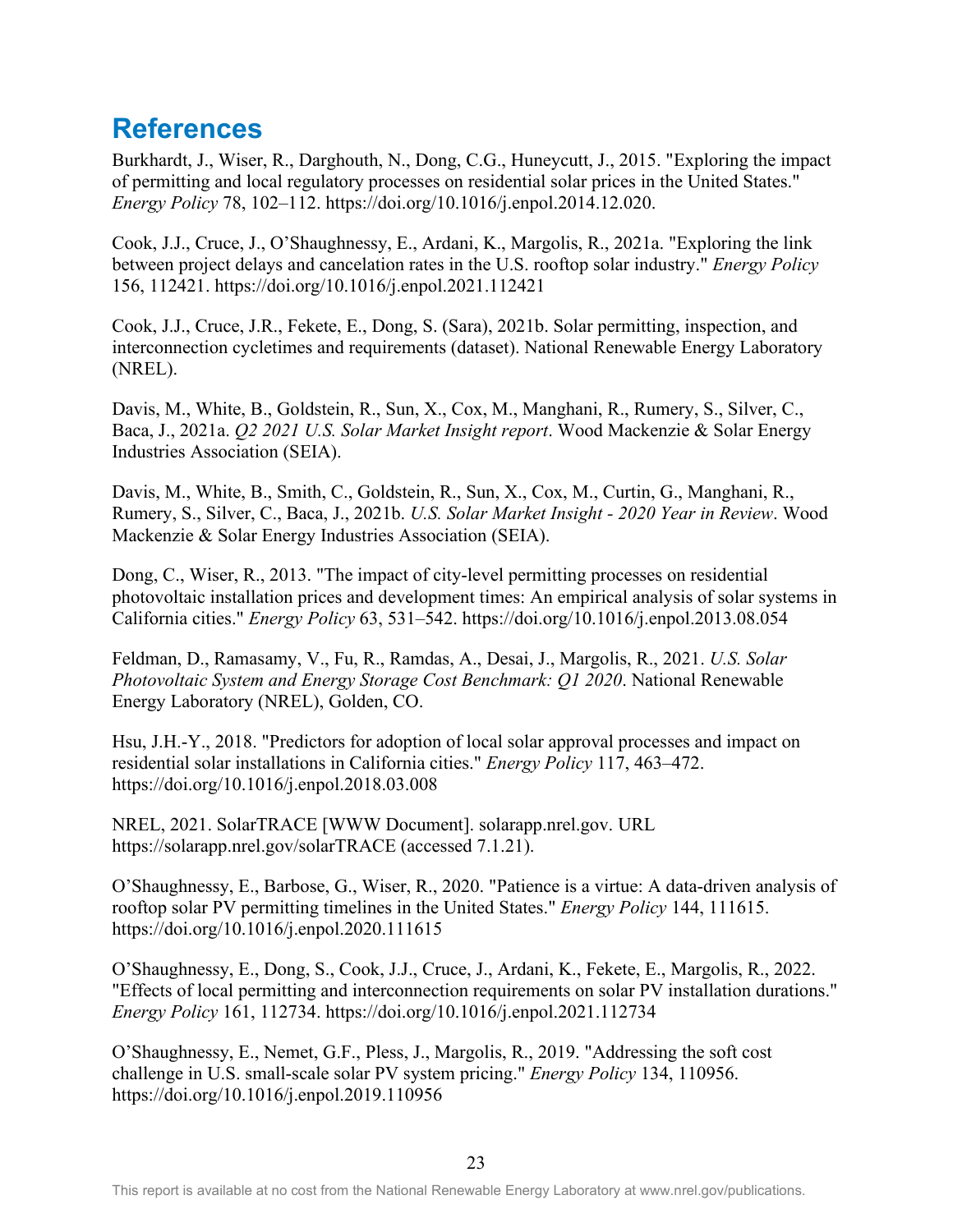# References

Burkhardt, J., Wiser, R., Darghouth, N., Dong, C.G., Huneycutt, J., 2015. "Exploring the impact of permitting and local regulatory processes on residential solar prices in the United States." *Energy Policy* 78, 102–112. https://doi.org/10.1016/j.enpol.2014.12.020.

Cook, J.J., Cruce, J., O'Shaughnessy, E., Ardani, K., Margolis, R., 2021a. "Exploring the link between project delays and cancelation rates in the U.S. rooftop solar industry." *Energy Policy* 156, 112421. https://doi.org/10.1016/j.enpol.2021.112421

Cook, J.J., Cruce, J.R., Fekete, E., Dong, S. (Sara), 2021b. Solar permitting, inspection, and interconnection cycletimes and requirements (dataset). National Renewable Energy Laboratory (NREL).

Davis, M., White, B., Goldstein, R., Sun, X., Cox, M., Manghani, R., Rumery, S., Silver, C., Baca, J., 2021a. *Q2 2021 U.S. Solar Market Insight report*. Wood Mackenzie & Solar Energy Industries Association (SEIA).

Davis, M., White, B., Smith, C., Goldstein, R., Sun, X., Cox, M., Curtin, G., Manghani, R., Rumery, S., Silver, C., Baca, J., 2021b. *U.S. Solar Market Insight - 2020 Year in Review*. Wood Mackenzie & Solar Energy Industries Association (SEIA).

Dong, C., Wiser, R., 2013. "The impact of city-level permitting processes on residential photovoltaic installation prices and development times: An empirical analysis of solar systems in California cities." *Energy Policy* 63, 531–542. https://doi.org/10.1016/j.enpol.2013.08.054

Feldman, D., Ramasamy, V., Fu, R., Ramdas, A., Desai, J., Margolis, R., 2021. *U.S. Solar Photovoltaic System and Energy Storage Cost Benchmark: Q1 2020*. National Renewable Energy Laboratory (NREL), Golden, CO.

Hsu, J.H.-Y., 2018. "Predictors for adoption of local solar approval processes and impact on residential solar installations in California cities." *Energy Policy* 117, 463–472. https://doi.org/10.1016/j.enpol.2018.03.008

NREL, 2021. SolarTRACE [WWW Document]. solarapp.nrel.gov. URL https://solarapp.nrel.gov/solarTRACE (accessed 7.1.21).

O'Shaughnessy, E., Barbose, G., Wiser, R., 2020. "Patience is a virtue: A data-driven analysis of rooftop solar PV permitting timelines in the United States." *Energy Policy* 144, 111615. https://doi.org/10.1016/j.enpol.2020.111615

O'Shaughnessy, E., Dong, S., Cook, J.J., Cruce, J., Ardani, K., Fekete, E., Margolis, R., 2022. "Effects of local permitting and interconnection requirements on solar PV installation durations." *Energy Policy* 161, 112734. https://doi.org/10.1016/j.enpol.2021.112734

O'Shaughnessy, E., Nemet, G.F., Pless, J., Margolis, R., 2019. "Addressing the soft cost challenge in U.S. small-scale solar PV system pricing." *Energy Policy* 134, 110956. https://doi.org/10.1016/j.enpol.2019.110956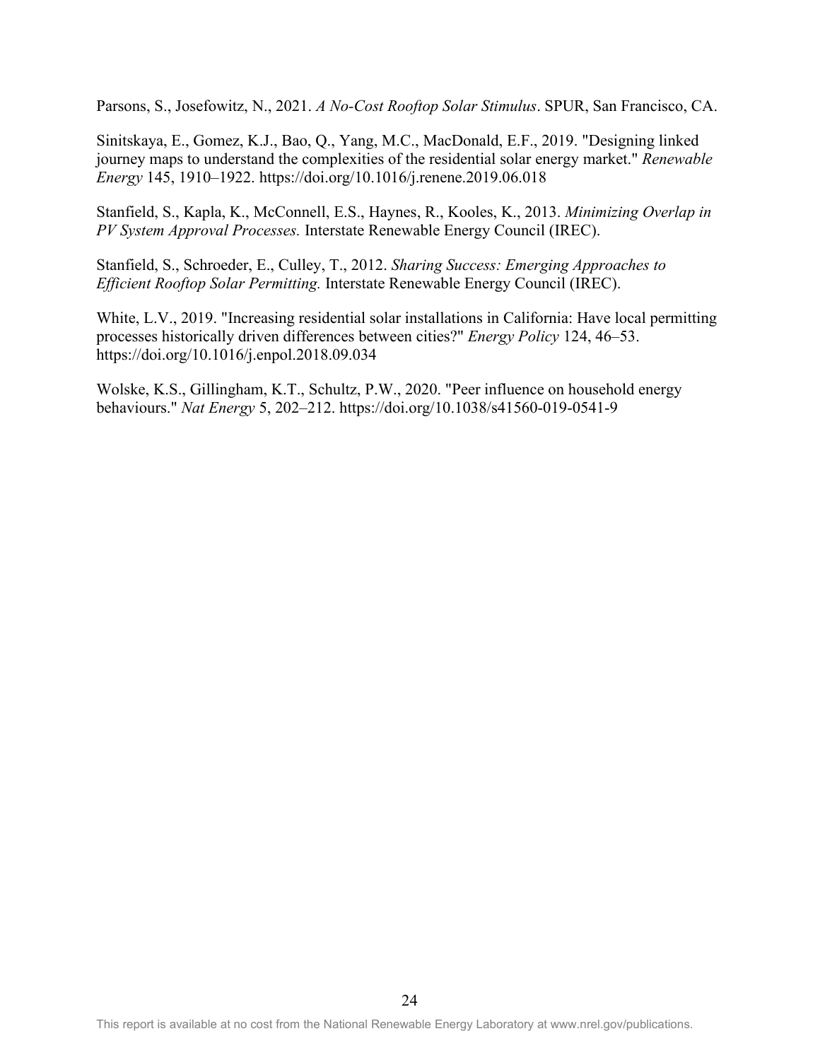Parsons, S., Josefowitz, N., 2021. *A No-Cost Rooftop Solar Stimulus*. SPUR, San Francisco, CA.

Sinitskaya, E., Gomez, K.J., Bao, Q., Yang, M.C., MacDonald, E.F., 2019. "Designing linked journey maps to understand the complexities of the residential solar energy market." *Renewable Energy* 145, 1910–1922. https://doi.org/10.1016/j.renene.2019.06.018

Stanfield, S., Kapla, K., McConnell, E.S., Haynes, R., Kooles, K., 2013. *Minimizing Overlap in PV System Approval Processes.* Interstate Renewable Energy Council (IREC).

Stanfield, S., Schroeder, E., Culley, T., 2012. *Sharing Success: Emerging Approaches to Efficient Rooftop Solar Permitting.* Interstate Renewable Energy Council (IREC).

White, L.V., 2019. "Increasing residential solar installations in California: Have local permitting processes historically driven differences between cities?" *Energy Policy* 124, 46–53. https://doi.org/10.1016/j.enpol.2018.09.034

Wolske, K.S., Gillingham, K.T., Schultz, P.W., 2020. "Peer influence on household energy behaviours." *Nat Energy* 5, 202–212. https://doi.org/10.1038/s41560-019-0541-9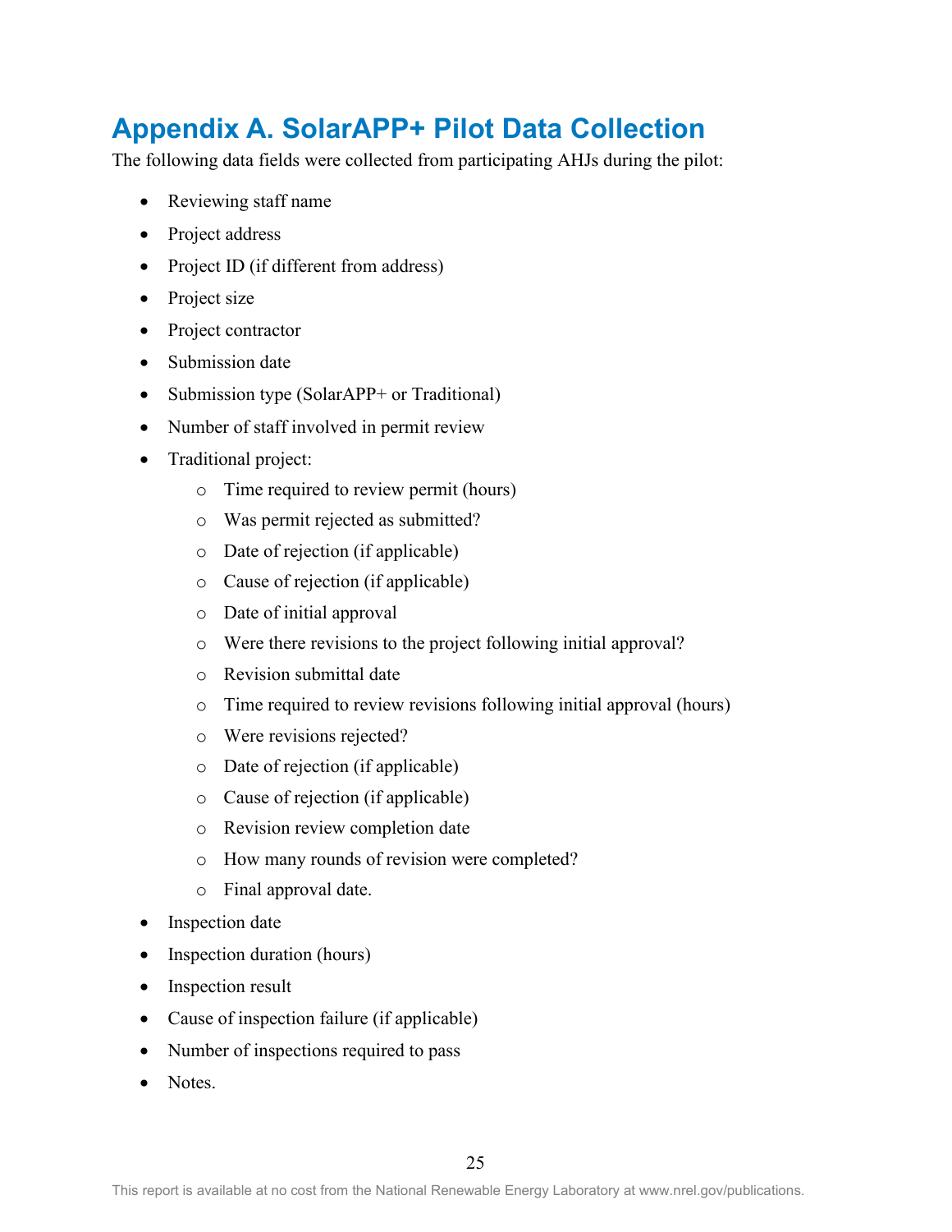# Appendix A. SolarAPP+ Pilot Data Collection

The following data fields were collected from participating AHJs during the pilot:

- Reviewing staff name
- Project address
- Project ID (if different from address)
- Project size
- Project contractor
- Submission date
- Submission type (SolarAPP+ or Traditional)
- Number of staff involved in permit review
- Traditional project:
  - Time required to review permit (hours)
  - Was permit rejected as submitted?
  - Date of rejection (if applicable)
  - Cause of rejection (if applicable)
  - Date of initial approval
  - Were there revisions to the project following initial approval?
  - Revision submittal date
  - Time required to review revisions following initial approval (hours)
  - Were revisions rejected?
  - Date of rejection (if applicable)
  - Cause of rejection (if applicable)
  - Revision review completion date
  - How many rounds of revision were completed?
  - Final approval date.
- Inspection date
- Inspection duration (hours)
- Inspection result
- Cause of inspection failure (if applicable)
- Number of inspections required to pass
- Notes.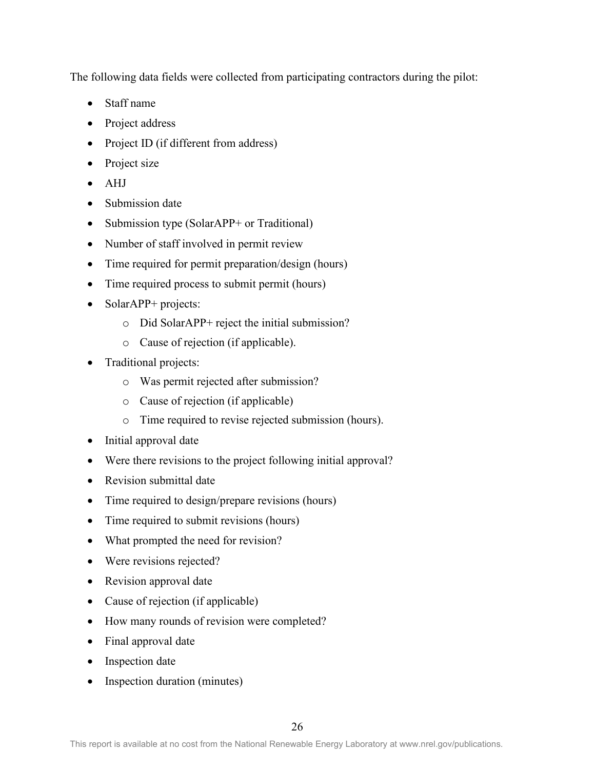The following data fields were collected from participating contractors during the pilot:

- Staff name
- Project address
- Project ID (if different from address)
- Project size
- AHJ
- Submission date
- Submission type (SolarAPP+ or Traditional)
- Number of staff involved in permit review
- Time required for permit preparation/design (hours)
- Time required process to submit permit (hours)
- SolarAPP+ projects:
    - Did SolarAPP+ reject the initial submission?
    - Cause of rejection (if applicable).
- Traditional projects:
    - Was permit rejected after submission?
    - Cause of rejection (if applicable)
    - Time required to revise rejected submission (hours).
- Initial approval date
- Were there revisions to the project following initial approval?
- Revision submittal date
- Time required to design/prepare revisions (hours)
- Time required to submit revisions (hours)
- What prompted the need for revision?
- Were revisions rejected?
- Revision approval date
- Cause of rejection (if applicable)
- How many rounds of revision were completed?
- Final approval date
- Inspection date
- Inspection duration (minutes)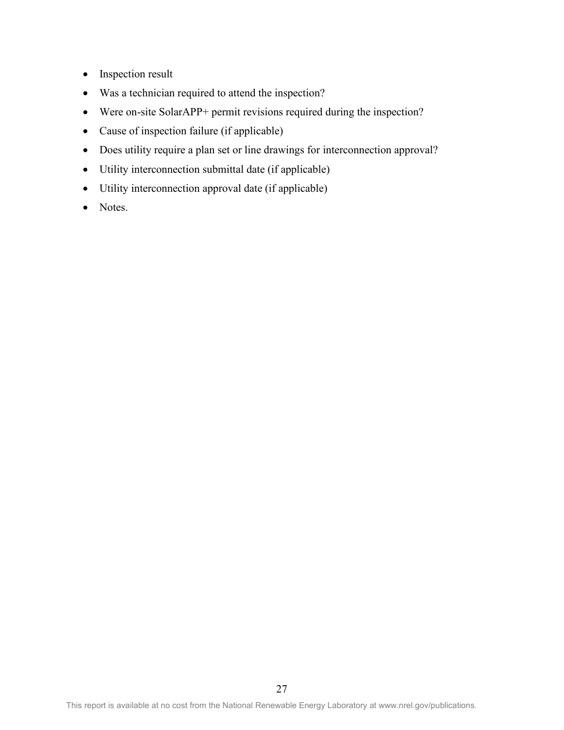- Inspection result
- Was a technician required to attend the inspection?
- Were on-site SolarAPP+ permit revisions required during the inspection?
- Cause of inspection failure (if applicable)
- Does utility require a plan set or line drawings for interconnection approval?
- Utility interconnection submittal date (if applicable)
- Utility interconnection approval date (if applicable)
- Notes.